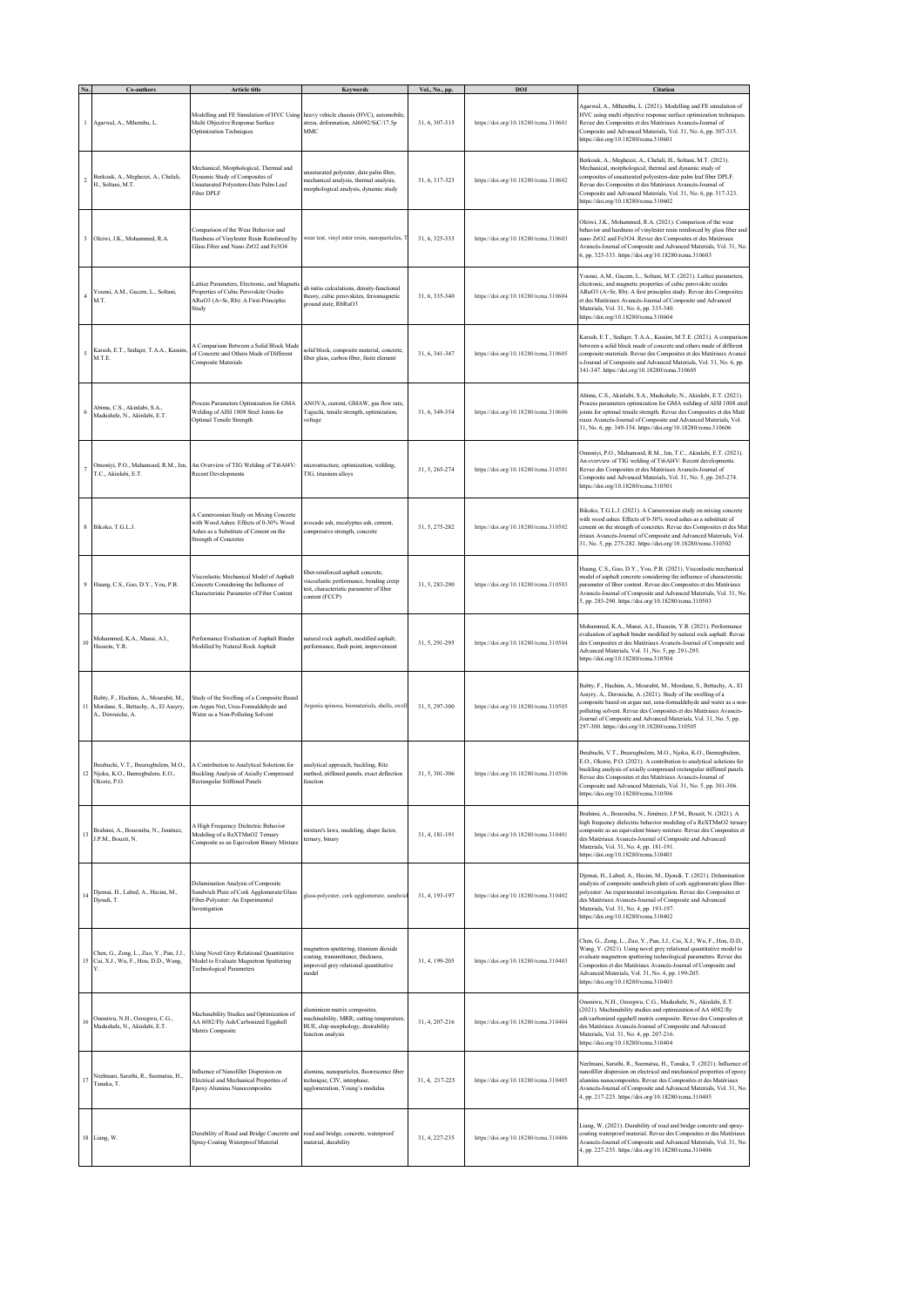| No. | Co-authors | Article title | Keywords | Vol., No., pp. | DOI | Citation |
|---|---|---|---|---|---|---|
| 1 | Agarwal, A., Mthembu, L. | Modelling and FE Simulation of HVC Using Multi Objective Response Surface Optimization Techniques | heavy vehicle chassis (HVC), automobile, stress, deformation, Al6092/SiC/17.5p MMC | 31, 6, 307-315 | https://doi.org/10.18280/rcma.310601 | Agarwal, A., Mthembu, L. (2021). Modelling and FE simulation of HVC using multi objective response surface optimization techniques. Revue des Composites et des Matériaux Avancés-Journal of Composite and Advanced Materials, Vol. 31, No. 6, pp. 307-315. https://doi.org/10.18280/rcma.310601 |
| 2 | Berkouk, A., Meghezzi, A., Chelali, H., Soltani, M.T. | Mechanical, Morphological, Thermal and Dynamic Study of Composites of Unsaturated Polyesters-Date Palm Leaf Fiber DPLF | unsaturated polyester, date palm fiber, mechanical analysis, thermal analysis, morphological analysis, dynamic study | 31, 6, 317-323 | https://doi.org/10.18280/rcma.310602 | Berkouk, A., Meghezzi, A., Chelali, H., Soltani, M.T. (2021). Mechanical, morphological, thermal and dynamic study of composites of unsaturated polyesters-date palm leaf fiber DPLF. Revue des Composites et des Matériaux Avancés-Journal of Composite and Advanced Materials, Vol. 31, No. 6, pp. 317-323. https://doi.org/10.18280/rcma.310602 |
| 3 | Oleiwi, J.K., Mohammed, R.A. | Comparison of the Wear Behavior and Hardness of Vinylester Resin Reinforced by Glass Fiber and Nano ZrO2 and Fe3O4 | wear test, vinyl ester resin, nanoparticles, T | 31, 6, 325-333 | https://doi.org/10.18280/rcma.310603 | Oleiwi, J.K., Mohammed, R.A. (2021). Comparison of the wear behavior and hardness of vinylester resin reinforced by glass fiber and nano ZrO2 and Fe3O4. Revue des Composites et des Matériaux Avancés-Journal of Composite and Advanced Materials, Vol. 31, No. 6, pp. 325-333. https://doi.org/10.18280/rcma.310603 |
| 4 | Younsi, A.M., Gacem, L., Soltani, M.T. | Lattice Parameters, Electronic, and Magnetic Properties of Cubic Perovskite Oxides ARuO3 (A=Sr, Rb): A First-Principles Study | ab initio calculations, density-functional theory, cubic perovskites, ferromagnetic ground state, RbRuO3 | 31, 6, 335-340 | https://doi.org/10.18280/rcma.310604 | Younsi, A.M., Gacem, L., Soltani, M.T. (2021). Lattice parameters, electronic, and magnetic properties of cubic perovskite oxides ARuO3 (A=Sr, Rb): A first principles study. Revue des Composites et des Matériaux Avancés-Journal of Composite and Advanced Materials, Vol. 31, No. 6, pp. 335-340. https://doi.org/10.18280/rcma.310604 |
| 5 | Karash, E.T., Sediqer, T.A.A., Kassim, M.T.E. | A Comparison Between a Solid Block Made of Concrete and Others Made of Different Composite Materials | solid block, composite material, concrete, fiber glass, carbon fiber, finite element | 31, 6, 341-347 | https://doi.org/10.18280/rcma.310605 | Karash, E.T., Sediqer, T.A.A., Kassim, M.T.E. (2021). A comparison between a solid block made of concrete and others made of different composite materials. Revue des Composites et des Matériaux Avancés-Journal of Composite and Advanced Materials, Vol. 31, No. 6, pp. 341-347. https://doi.org/10.18280/rcma.310605 |
| 6 | Abima, C.S., Akinlabi, S.A., Madushele, N., Akinlabi, E.T. | Process Parameters Optimization for GMA Welding of AISI 1008 Steel Joints for Optimal Tensile Strength | ANOVA, current, GMAW, gas flow rate, Taguchi, tensile strength, optimization, voltage | 31, 6, 349-354 | https://doi.org/10.18280/rcma.310606 | Abima, C.S., Akinlabi, S.A., Madushele, N., Akinlabi, E.T. (2021). Process parameters optimization for GMA welding of AISI 1008 steel joints for optimal tensile strength. Revue des Composites et des Matériaux Avancés-Journal of Composite and Advanced Materials, Vol. 31, No. 6, pp. 349-354. https://doi.org/10.18280/rcma.310606 |
| 7 | Omoniyi, P.O., Mahamood, R.M., Jen, T.C., Akinlabi, E.T. | An Overview of TIG Welding of Ti6Al4V: Recent Developments | microstructure, optimization, welding, TIG, titanium alloys | 31, 5, 265-274 | https://doi.org/10.18280/rcma.310501 | Omoniyi, P.O., Mahamood, R.M., Jen, T.C., Akinlabi, E.T. (2021). An overview of TIG welding of Ti6Al4V: Recent developments. Revue des Composites et des Matériaux Avancés-Journal of Composite and Advanced Materials, Vol. 31, No. 5, pp. 265-274. https://doi.org/10.18280/rcma.310501 |
| 8 | Bikoko, T.G.L.J. | A Cameroonian Study on Mixing Concrete with Wood Ashes: Effects of 0-30% Wood Ashes as a Substitute of Cement on the Strength of Concretes | avocado ash, eucalyptus ash, cement, compressive strength, concrete | 31, 5, 275-282 | https://doi.org/10.18280/rcma.310502 | Bikoko, T.G.L.J. (2021). A Cameroonian study on mixing concrete with wood ashes: Effects of 0-30% wood ashes as a substitute of cement on the strength of concretes. Revue des Composites et des Matériaux Avancés-Journal of Composite and Advanced Materials, Vol. 31, No. 5, pp. 275-282. https://doi.org/10.18280/rcma.310502 |
| 9 | Huang, C.S., Gao, D.Y., You, P.B. | Viscoelastic Mechanical Model of Asphalt Concrete Considering the Influence of Characteristic Parameter of Fiber Content | fiber-reinforced asphalt concrete, viscoelastic performance, bending creep test, characteristic parameter of fiber content (FCCP) | 31, 5, 283-290 | https://doi.org/10.18280/rcma.310503 | Huang, C.S., Gao, D.Y., You, P.B. (2021). Viscoelastic mechanical model of asphalt concrete considering the influence of characteristic parameter of fiber content. Revue des Composites et des Matériaux Avancés-Journal of Composite and Advanced Materials, Vol. 31, No. 5, pp. 283-290. https://doi.org/10.18280/rcma.310503 |
| 10 | Mohammed, K.A., Mansi, A.I., Hussein, Y.R. | Performance Evaluation of Asphalt Binder Modified by Natural Rock Asphalt | natural rock asphalt, modified asphalt, performance, flash point, improvement | 31, 5, 291-295 | https://doi.org/10.18280/rcma.310504 | Mohammed, K.A., Mansi, A.I., Hussein, Y.R. (2021). Performance evaluation of asphalt binder modified by natural rock asphalt. Revue des Composites et des Matériaux Avancés-Journal of Composite and Advanced Materials, Vol. 31, No. 5, pp. 291-295. https://doi.org/10.18280/rcma.310504 |
| 11 | Babty, F., Hachim, A., Mourabit, M., Mordane, S., Bettachy, A., El Assyry, A., Derouiche, A. | Study of the Swelling of a Composite Based on Argan Nut, Urea-Formaldehyde and Water as a Non-Polluting Solvent | Argania spinosa, biomaterials, shells, swell | 31, 5, 297-300 | https://doi.org/10.18280/rcma.310505 | Babty, F., Hachim, A., Mourabit, M., Mordane, S., Bettachy, A., El Assyry, A., Derouiche, A. (2021). Study of the swelling of a composite based on argan nut, urea-formaldehyde and water as a non-polluting solvent. Revue des Composites et des Matériaux Avancés-Journal of Composite and Advanced Materials, Vol. 31, No. 5, pp. 297-300. https://doi.org/10.18280/rcma.310505 |
| 12 | Ibeabuchi, V.T., Ibearugbulem, M.O., Njoku, K.O., Ibemegbulem, E.O., Okorie, P.O. | A Contribution to Analytical Solutions for Buckling Analysis of Axially Compressed Rectangular Stiffened Panels | analytical approach, buckling, Ritz method, stiffened panels, exact deflection function | 31, 5, 301-306 | https://doi.org/10.18280/rcma.310506 | Ibeabuchi, V.T., Ibearugbulem, M.O., Njoku, K.O., Ibemegbulem, E.O., Okorie, P.O. (2021). A contribution to analytical solutions for buckling analysis of axially compressed rectangular stiffened panels. Revue des Composites et des Matériaux Avancés-Journal of Composite and Advanced Materials, Vol. 31, No. 5, pp. 301-306. https://doi.org/10.18280/rcma.310506 |
| 13 | Brahimi, A., Bourouba, N., Jiménez, J.P.M., Bouzit, N. | A High Frequency Dielectric Behavior Modeling of a ReXTMnO2 Ternary Composite as an Equivalent Binary Mixture | mixture's laws, modeling, shape factor, ternary, binary | 31, 4, 181-191 | https://doi.org/10.18280/rcma.310401 | Brahimi, A., Bourouba, N., Jiménez, J.P.M., Bouzit, N. (2021). A high frequency dielectric behavior modeling of a ReXTMnO2 ternary composite as an equivalent binary mixture. Revue des Composites et des Matériaux Avancés-Journal of Composite and Advanced Materials, Vol. 31, No. 4, pp. 181-191. https://doi.org/10.18280/rcma.310401 |
| 14 | Djemai, H., Labed, A., Hecini, M., Djoudi, T. | Delamination Analysis of Composite Sandwich Plate of Cork Agglomerate/Glass Fiber-Polyester: An Experimental Investigation | glass-polyester, cork agglomerate, sandwicl | 31, 4, 193-197 | https://doi.org/10.18280/rcma.310402 | Djemai, H., Labed, A., Hecini, M., Djoudi, T. (2021). Delamination analysis of composite sandwich plate of cork agglomerate/glass fiber-polyester: An experimental investigation. Revue des Composites et des Matériaux Avancés-Journal of Composite and Advanced Materials, Vol. 31, No. 4, pp. 193-197. https://doi.org/10.18280/rcma.310402 |
| 15 | Chen, G., Zong, L., Zuo, Y., Pan, J.J., Cai, X.J., Wu, F., Hou, D.D., Wang, Y. | Using Novel Grey Relational Quantitative Model to Evaluate Magnetron Sputtering Technological Parameters | magnetron sputtering, titanium dioxide coating, transmittance, thickness, improved grey relational quantitative model | 31, 4, 199-205 | https://doi.org/10.18280/rcma.310403 | Chen, G., Zong, L., Zuo, Y., Pan, J.J., Cai, X.J., Wu, F., Hou, D.D., Wang, Y. (2021). Using novel grey relational quantitative model to evaluate magnetron sputtering technological parameters. Revue des Composites et des Matériaux Avancés-Journal of Composite and Advanced Materials, Vol. 31, No. 4, pp. 199-205. https://doi.org/10.18280/rcma.310403 |
| 16 | Ononiwu, N.H., Ozoegwu, C.G., Madushele, N., Akinlabi, E.T. | Machinability Studies and Optimization of AA 6082/Fly Ash/Carbonized Eggshell Matrix Composite | aluminium matrix composites, machinability, MRR, cutting temperature, BUE, chip morphology, desirability function analysis | 31, 4, 207-216 | https://doi.org/10.18280/rcma.310404 | Ononiwu, N.H., Ozoegwu, C.G., Madushele, N., Akinlabi, E.T. (2021). Machinability studies and optimization of AA 6082/fly ash/carbonized eggshell matrix composite. Revue des Composites et des Matériaux Avancés-Journal of Composite and Advanced Materials, Vol. 31, No. 4, pp. 207-216. https://doi.org/10.18280/rcma.310404 |
| 17 | Neelmani, Sarathi, R., Suematsu, H., Tanaka, T. | Influence of Nanofiller Dispersion on Electrical and Mechanical Properties of Epoxy Alumina Nanocomposites | alumina, nanoparticles, fluorescence fiber technique, CIV, interphase, agglomeration, Young's modulus | 31, 4, 217-225 | https://doi.org/10.18280/rcma.310405 | Neelmani, Sarathi, R., Suematsu, H., Tanaka, T. (2021). Influence of nanofiller dispersion on electrical and mechanical properties of epoxy alumina nanocomposites. Revue des Composites et des Matériaux Avancés-Journal of Composite and Advanced Materials, Vol. 31, No. 4, pp. 217-225. https://doi.org/10.18280/rcma.310405 |
| 18 | Liang, W. | Durability of Road and Bridge Concrete and Spray-Coating Waterproof Material | road and bridge, concrete, waterproof material, durability | 31, 4, 227-235 | https://doi.org/10.18280/rcma.310406 | Liang, W. (2021). Durability of road and bridge concrete and spray-coating waterproof material. Revue des Composites et des Matériaux Avancés-Journal of Composite and Advanced Materials, Vol. 31, No. 4, pp. 227-235. https://doi.org/10.18280/rcma.310406 |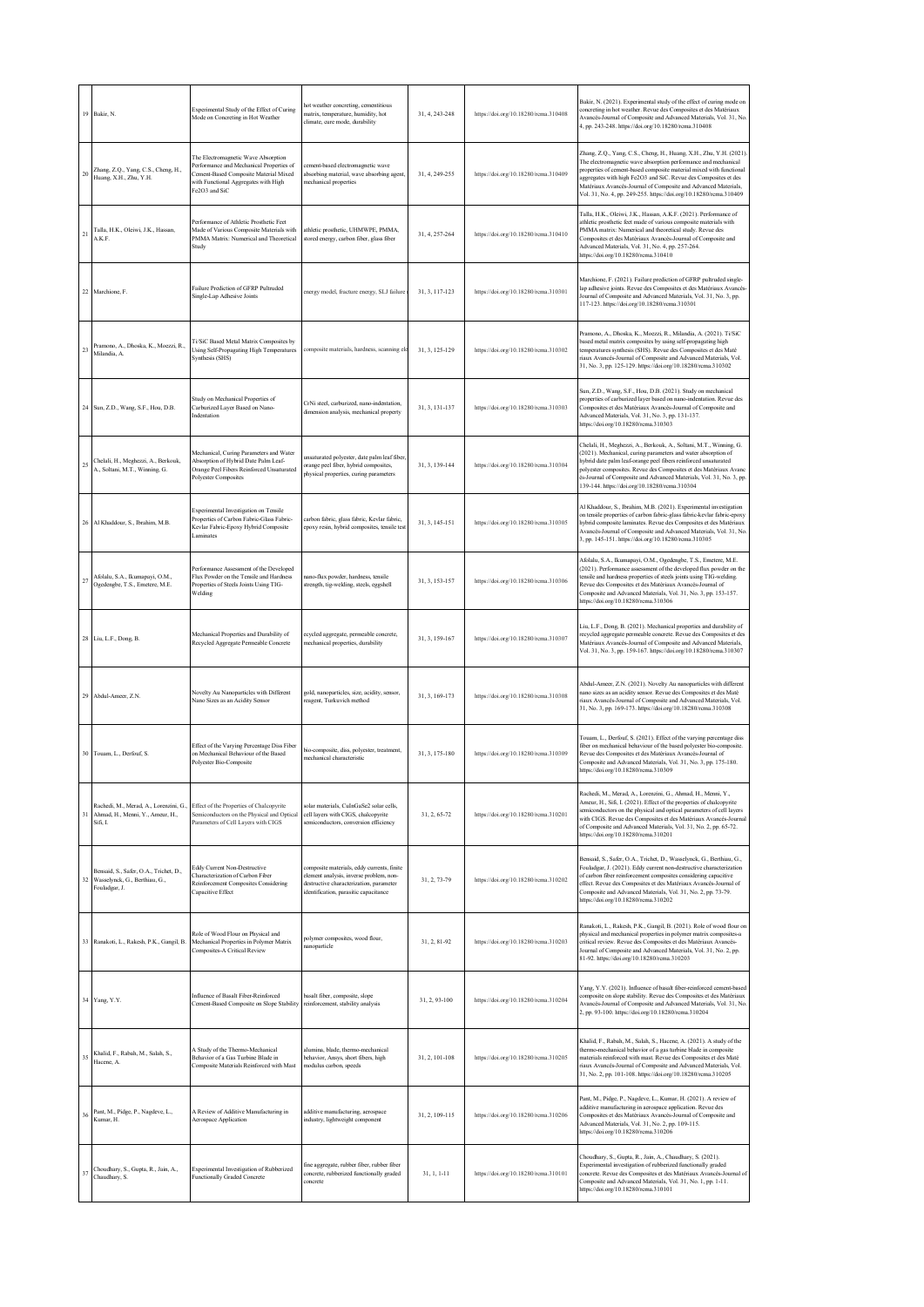| 19 | Bakir, N. | Experimental Study of the Effect of Curing Mode on Concreting in Hot Weather | hot weather concreting, cementitious matrix, temperature, humidity, hot climate, cure mode, durability | 31, 4, 243-248 | https://doi.org/10.18280/rcma.310408 | Bakir, N. (2021). Experimental study of the effect of curing mode on concreting in hot weather. Revue des Composites et des Matériaux Avancés-Journal of Composite and Advanced Materials, Vol. 31, No. 4, pp. 243-248. https://doi.org/10.18280/rcma.310408 |
|---|---|---|---|---|---|---|
| 20 | Zhang, Z.Q., Yang, C.S., Cheng, H., Huang, X.H., Zhu, Y.H. | The Electromagnetic Wave Absorption Performance and Mechanical Properties of Cement-Based Composite Material Mixed with Functional Aggregates with High Fe2O3 and SiC | cement-based electromagnetic wave absorbing material, wave absorbing agent, mechanical properties | 31, 4, 249-255 | https://doi.org/10.18280/rcma.310409 | Zhang, Z.Q., Yang, C.S., Cheng, H., Huang, X.H., Zhu, Y.H. (2021). The electromagnetic wave absorption performance and mechanical properties of cement-based composite material mixed with functional aggregates with high Fe2O3 and SiC. Revue des Composites et des Matériaux Avancés-Journal of Composite and Advanced Materials, Vol. 31, No. 4, pp. 249-255. https://doi.org/10.18280/rcma.310409 |
| 21 | Talla, H.K., Oleiwi, J.K., Hassan, A.K.F. | Performance of Athletic Prosthetic Feet Made of Various Composite Materials with PMMA Matrix: Numerical and Theoretical Study | athletic prosthetic, UHMWPE, PMMA, stored energy, carbon fiber, glass fiber | 31, 4, 257-264 | https://doi.org/10.18280/rcma.310410 | Talla, H.K., Oleiwi, J.K., Hassan, A.K.F. (2021). Performance of athletic prosthetic feet made of various composite materials with PMMA matrix: Numerical and theoretical study. Revue des Composites et des Matériaux Avancés-Journal of Composite and Advanced Materials, Vol. 31, No. 4, pp. 257-264. https://doi.org/10.18280/rcma.310410 |
| 22 | Marchione, F. | Failure Prediction of GFRP Pultruded Single-Lap Adhesive Joints | energy model, fracture energy, SLJ failure | 31, 3, 117-123 | https://doi.org/10.18280/rcma.310301 | Marchione, F. (2021). Failure prediction of GFRP pultruded single-lap adhesive joints. Revue des Composites et des Matériaux Avancés-Journal of Composite and Advanced Materials, Vol. 31, No. 3, pp. 117-123. https://doi.org/10.18280/rcma.310301 |
| 23 | Pramono, A., Dhoska, K., Moezzi, R., Milandia, A. | Ti/SiC Based Metal Matrix Composites by Using Self-Propagating High Temperatures Synthesis (SHS) | composite materials, hardness, scanning ele | 31, 3, 125-129 | https://doi.org/10.18280/rcma.310302 | Pramono, A., Dhoska, K., Moezzi, R., Milandia, A. (2021). Ti/SiC based metal matrix composites by using self-propagating high temperatures synthesis (SHS). Revue des Composites et des Maté riaux Avancés-Journal of Composite and Advanced Materials, Vol. 31, No. 3, pp. 125-129. https://doi.org/10.18280/rcma.310302 |
| 24 | Sun, Z.D., Wang, S.F., Hou, D.B. | Study on Mechanical Properties of Carburized Layer Based on Nano-Indentation | CrNi steel, carburized, nano-indentation, dimension analysis, mechanical property | 31, 3, 131-137 | https://doi.org/10.18280/rcma.310303 | Sun, Z.D., Wang, S.F., Hou, D.B. (2021). Study on mechanical properties of carburized layer based on nano-indentation. Revue des Composites et des Matériaux Avancés-Journal of Composite and Advanced Materials, Vol. 31, No. 3, pp. 131-137. https://doi.org/10.18280/rcma.310303 |
| 25 | Chelali, H., Meghezzi, A., Berkouk, A., Soltani, M.T., Winning, G. | Mechanical, Curing Parameters and Water Absorption of Hybrid Date Palm Leaf-Orange Peel Fibers Reinforced Unsaturated Polyester Composites | unsaturated polyester, date palm leaf fiber, orange peel fiber, hybrid composites, physical properties, curing parameters | 31, 3, 139-144 | https://doi.org/10.18280/rcma.310304 | Chelali, H., Meghezzi, A., Berkouk, A., Soltani, M.T., Winning, G. (2021). Mechanical, curing parameters and water absorption of hybrid date palm leaf-orange peel fibers reinforced unsaturated polyester composites. Revue des Composites et des Matériaux Avanc és-Journal of Composite and Advanced Materials, Vol. 31, No. 3, pp. 139-144. https://doi.org/10.18280/rcma.310304 |
| 26 | Al Khaddour, S., Ibrahim, M.B. | Experimental Investigation on Tensile Properties of Carbon Fabric-Glass Fabric-Kevlar Fabric-Epoxy Hybrid Composite Laminates | carbon fabric, glass fabric, Kevlar fabric, epoxy resin, hybrid composites, tensile test | 31, 3, 145-151 | https://doi.org/10.18280/rcma.310305 | Al Khaddour, S., Ibrahim, M.B. (2021). Experimental investigation on tensile properties of carbon fabric-glass fabric-kevlar fabric-epoxy hybrid composite laminates. Revue des Composites et des Matériaux Avancés-Journal of Composite and Advanced Materials, Vol. 31, No. 3, pp. 145-151. https://doi.org/10.18280/rcma.310305 |
| 27 | Afolalu, S.A., Ikumapayi, O.M., Ogedengbe, T.S., Emetere, M.E. | Performance Assessment of the Developed Flux Powder on the Tensile and Hardness Properties of Steels Joints Using TIG-Welding | nano-flux powder, hardness, tensile strength, tig-welding, steels, eggshell | 31, 3, 153-157 | https://doi.org/10.18280/rcma.310306 | Afolalu, S.A., Ikumapayi, O.M., Ogedengbe, T.S., Emetere, M.E. (2021). Performance assessment of the developed flux powder on the tensile and hardness properties of steels joints using TIG-welding. Revue des Composites et des Matériaux Avancés-Journal of Composite and Advanced Materials, Vol. 31, No. 3, pp. 153-157. https://doi.org/10.18280/rcma.310306 |
| 28 | Liu, L.F., Dong, B. | Mechanical Properties and Durability of Recycled Aggregate Permeable Concrete | recycled aggregate, permeable concrete, mechanical properties, durability | 31, 3, 159-167 | https://doi.org/10.18280/rcma.310307 | Liu, L.F., Dong, B. (2021). Mechanical properties and durability of recycled aggregate permeable concrete. Revue des Composites et des Matériaux Avancés-Journal of Composite and Advanced Materials, Vol. 31, No. 3, pp. 159-167. https://doi.org/10.18280/rcma.310307 |
| 29 | Abdul-Ameer, Z.N. | Novelty Au Nanoparticles with Different Nano Sizes as an Acidity Sensor | gold, nanoparticles, size, acidity, sensor, reagent, Turkevich method | 31, 3, 169-173 | https://doi.org/10.18280/rcma.310308 | Abdul-Ameer, Z.N. (2021). Novelty Au nanoparticles with different nano sizes as an acidity sensor. Revue des Composites et des Maté riaux Avancés-Journal of Composite and Advanced Materials, Vol. 31, No. 3, pp. 169-173. https://doi.org/10.18280/rcma.310308 |
| 30 | Touam, L., Derfouf, S. | Effect of the Varying Percentage Diss Fiber on Mechanical Behaviour of the Based Polyester Bio-Composite | bio-composite, diss, polyester, treatment, mechanical characteristic | 31, 3, 175-180 | https://doi.org/10.18280/rcma.310309 | Touam, L., Derfouf, S. (2021). Effect of the varying percentage diss fiber on mechanical behaviour of the based polyester bio-composite. Revue des Composites et des Matériaux Avancés-Journal of Composite and Advanced Materials, Vol. 31, No. 3, pp. 175-180. https://doi.org/10.18280/rcma.310309 |
| 31 | Rachedi, M., Merad, A., Lorenzini, G., Ahmad, H., Menni, Y., Ameur, H., Sifi, I. | Effect of the Properties of Chalcopyrite Semiconductors on the Physical and Optical Parameters of Cell Layers with CIGS | solar materials, CuInGaSe2 solar cells, cell layers with CIGS, chalcopyrite semiconductors, conversion efficiency | 31, 2, 65-72 | https://doi.org/10.18280/rcma.310201 | Rachedi, M., Merad, A., Lorenzini, G., Ahmad, H., Menni, Y., Ameur, H., Sifi, I. (2021). Effect of the properties of chalcopyrite semiconductors on the physical and optical parameters of cell layers with CIGS. Revue des Composites et des Matériaux Avancés-Journal of Composite and Advanced Materials, Vol. 31, No. 2, pp. 65-72. https://doi.org/10.18280/rcma.310201 |
| 32 | Bensaid, S., Safer, O.A., Trichet, D., Wasselynck, G., Berthiau, G., Fouladgar, J. | Eddy Current Non-Destructive Characterization of Carbon Fiber Reinforcement Composites Considering Capacitive Effect | composite materials, eddy currents, finite element analysis, inverse problem, non-destructive characterization, parameter identification, parasitic capacitance | 31, 2, 73-79 | https://doi.org/10.18280/rcma.310202 | Bensaid, S., Safer, O.A., Trichet, D., Wasselynck, G., Berthiau, G., Fouladgar, J. (2021). Eddy current non-destructive characterization of carbon fiber reinforcement composites considering capacitive effect. Revue des Composites et des Matériaux Avancés-Journal of Composite and Advanced Materials, Vol. 31, No. 2, pp. 73-79. https://doi.org/10.18280/rcma.310202 |
| 33 | Ranakoti, L., Rakesh, P.K., Gangil, B. | Role of Wood Flour on Physical and Mechanical Properties in Polymer Matrix Composites-A Critical Review | polymer composites, wood flour, nanoparticle | 31, 2, 81-92 | https://doi.org/10.18280/rcma.310203 | Ranakoti, L., Rakesh, P.K., Gangil, B. (2021). Role of wood flour on physical and mechanical properties in polymer matrix composites-a critical review. Revue des Composites et des Matériaux Avancés-Journal of Composite and Advanced Materials, Vol. 31, No. 2, pp. 81-92. https://doi.org/10.18280/rcma.310203 |
| 34 | Yang, Y.Y. | Influence of Basalt Fiber-Reinforced Cement-Based Composite on Slope Stability | basalt fiber, composite, slope reinforcement, stability analysis | 31, 2, 93-100 | https://doi.org/10.18280/rcma.310204 | Yang, Y.Y. (2021). Influence of basalt fiber-reinforced cement-based composite on slope stability. Revue des Composites et des Matériaux Avancés-Journal of Composite and Advanced Materials, Vol. 31, No. 2, pp. 93-100. https://doi.org/10.18280/rcma.310204 |
| 35 | Khalid, F., Rabah, M., Salah, S., Hacene, A. | A Study of the Thermo-Mechanical Behavior of a Gas Turbine Blade in Composite Materials Reinforced with Mast | alumina, blade, thermo-mechanical behavior, Ansys, short fibers, high modulus carbon, speeds | 31, 2, 101-108 | https://doi.org/10.18280/rcma.310205 | Khalid, F., Rabah, M., Salah, S., Hacene, A. (2021). A study of the thermo-mechanical behavior of a gas turbine blade in composite materials reinforced with mast. Revue des Composites et des Maté riaux Avancés-Journal of Composite and Advanced Materials, Vol. 31, No. 2, pp. 101-108. https://doi.org/10.18280/rcma.310205 |
| 36 | Pant, M., Pidge, P., Nagdeve, L., Kumar, H. | A Review of Additive Manufacturing in Aerospace Application | additive manufacturing, aerospace industry, lightweight component | 31, 2, 109-115 | https://doi.org/10.18280/rcma.310206 | Pant, M., Pidge, P., Nagdeve, L., Kumar, H. (2021). A review of additive manufacturing in aerospace application. Revue des Composites et des Matériaux Avancés-Journal of Composite and Advanced Materials, Vol. 31, No. 2, pp. 109-115. https://doi.org/10.18280/rcma.310206 |
| 37 | Choudhary, S., Gupta, R., Jain, A., Chaudhary, S. | Experimental Investigation of Rubberized Functionally Graded Concrete | fine aggregate, rubber fiber, rubber fiber concrete, rubberized functionally graded concrete | 31, 1, 1-11 | https://doi.org/10.18280/rcma.310101 | Choudhary, S., Gupta, R., Jain, A., Chaudhary, S. (2021). Experimental investigation of rubberized functionally graded concrete. Revue des Composites et des Matériaux Avancés-Journal of Composite and Advanced Materials, Vol. 31, No. 1, pp. 1-11. https://doi.org/10.18280/rcma.310101 |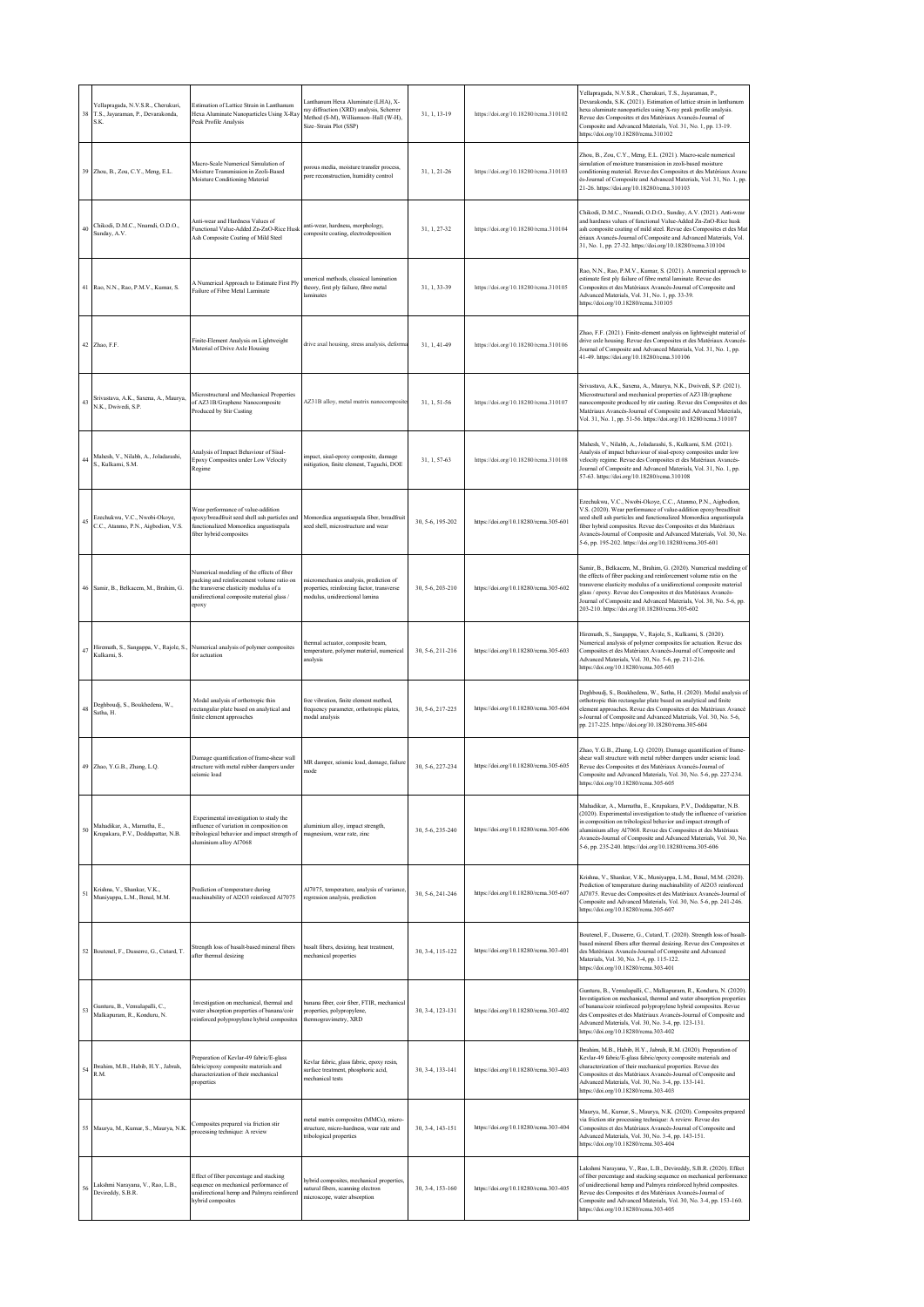| 38 | Yellapragada, N.V.S.R., Cherukuri, T.S., Jayaraman, P., Devarakonda, S.K. | Estimation of Lattice Strain in Lanthanum Hexa Aluminate Nanoparticles Using X-Ray Peak Profile Analysis | Lanthanum Hexa Aluminate (LHA), X-ray diffraction (XRD) analysis, Scherrer Method (S-M), Williamson–Hall (W-H), Size–Strain Plot (SSP) | 31, 1, 13-19 | https://doi.org/10.18280/rcma.310102 | Yellapragada, N.V.S.R., Cherukuri, T.S., Jayaraman, P., Devarakonda, S.K. (2021). Estimation of lattice strain in lanthanum hexa aluminate nanoparticles using X-ray peak profile analysis. Revue des Composites et des Matériaux Avancés-Journal of Composite and Advanced Materials, Vol. 31, No. 1, pp. 13-19. https://doi.org/10.18280/rcma.310102 |
|---|---|---|---|---|---|---|
| 39 | Zhou, B., Zou, C.Y., Meng, E.L. | Macro-Scale Numerical Simulation of Moisture Transmission in Zeoli-Based Moisture Conditioning Material | porous media, moisture transfer process, pore reconstruction, humidity control | 31, 1, 21-26 | https://doi.org/10.18280/rcma.310103 | Zhou, B., Zou, C.Y., Meng, E.L. (2021). Macro-scale numerical simulation of moisture transmission in zeoli-based moisture conditioning material. Revue des Composites et des Matériaux Avancés-Journal of Composite and Advanced Materials, Vol. 31, No. 1, pp. 21-26. https://doi.org/10.18280/rcma.310103 |
| 40 | Chikodi, D.M.C., Nnamdi, O.D.O., Sunday, A.V. | Anti-wear and Hardness Values of Functional Value-Added Zn-ZnO-Rice Husk Ash Composite Coating of Mild Steel | anti-wear, hardness, morphology, composite coating, electrodeposition | 31, 1, 27-32 | https://doi.org/10.18280/rcma.310104 | Chikodi, D.M.C., Nnamdi, O.D.O., Sunday, A.V. (2021). Anti-wear and hardness values of functional Value-Added Zn-ZnO-Rice husk ash composite coating of mild steel. Revue des Composites et des Matériaux Avancés-Journal of Composite and Advanced Materials, Vol. 31, No. 1, pp. 27-32. https://doi.org/10.18280/rcma.310104 |
| 41 | Rao, N.N., Rao, P.M.V., Kumar, S. | A Numerical Approach to Estimate First Ply Failure of Fibre Metal Laminate | umerical methods, classical lamination theory, first ply failure, fibre metal laminates | 31, 1, 33-39 | https://doi.org/10.18280/rcma.310105 | Rao, N.N., Rao, P.M.V., Kumar, S. (2021). A numerical approach to estimate first ply failure of fibre metal laminate. Revue des Composites et des Matériaux Avancés-Journal of Composite and Advanced Materials, Vol. 31, No. 1, pp. 33-39. https://doi.org/10.18280/rcma.310105 |
| 42 | Zhao, F.F. | Finite-Element Analysis on Lightweight Material of Drive Axle Housing | drive axal housing, stress analysis, deforma | 31, 1, 41-49 | https://doi.org/10.18280/rcma.310106 | Zhao, F.F. (2021). Finite-element analysis on lightweight material of drive axle housing. Revue des Composites et des Matériaux Avancés-Journal of Composite and Advanced Materials, Vol. 31, No. 1, pp. 41-49. https://doi.org/10.18280/rcma.310106 |
| 43 | Srivastava, A.K., Saxena, A., Maurya, N.K., Dwivedi, S.P. | Microstructural and Mechanical Properties of AZ31B/Graphene Nanocomposite Produced by Stir Casting | AZ31B alloy, metal matrix nanocomposite | 31, 1, 51-56 | https://doi.org/10.18280/rcma.310107 | Srivastava, A.K., Saxena, A., Maurya, N.K., Dwivedi, S.P. (2021). Microstructural and mechanical properties of AZ31B/graphene nanocomposite produced by stir casting. Revue des Composites et des Matériaux Avancés-Journal of Composite and Advanced Materials, Vol. 31, No. 1, pp. 51-56. https://doi.org/10.18280/rcma.310107 |
| 44 | Mahesh, V., Nilabh, A., Joladarashi, S., Kulkarni, S.M. | Analysis of Impact Behaviour of Sisal-Epoxy Composites under Low Velocity Regime | impact, sisal-epoxy composite, damage mitigation, finite element, Taguchi, DOE | 31, 1, 57-63 | https://doi.org/10.18280/rcma.310108 | Mahesh, V., Nilabh, A., Joladarashi, S., Kulkarni, S.M. (2021). Analysis of impact behaviour of sisal-epoxy composites under low velocity regime. Revue des Composites et des Matériaux Avancés-Journal of Composite and Advanced Materials, Vol. 31, No. 1, pp. 57-63. https://doi.org/10.18280/rcma.310108 |
| 45 | Ezechukwu, V.C., Nwobi-Okoye, C.C., Atanmo, P.N., Aigbodion, V.S. | Wear performance of value-addition epoxy/breadfruit seed shell ash particles and functionalized Momordica angustisepala fiber hybrid composites | Momordica angustisepala fiber, breadfruit seed shell, microstructure and wear | 30, 5-6, 195-202 | https://doi.org/10.18280/rcma.305-601 | Ezechukwu, V.C., Nwobi-Okoye, C.C., Atanmo, P.N., Aigbodion, V.S. (2020). Wear performance of value-addition epoxy/breadfruit seed shell ash particles and functionalized Momordica angustisepala fiber hybrid composites. Revue des Composites et des Matériaux Avancés-Journal of Composite and Advanced Materials, Vol. 30, No. 5-6, pp. 195-202. https://doi.org/10.18280/rcma.305-601 |
| 46 | Samir, B., Belkacem, M., Brahim, G. | Numerical modeling of the effects of fiber packing and reinforcement volume ratio on the transverse elasticity modulus of a unidirectional composite material glass / epoxy | micromechanics analysis, prediction of properties, reinforcing factor, transverse modulus, unidirectional lamina | 30, 5-6, 203-210 | https://doi.org/10.18280/rcma.305-602 | Samir, B., Belkacem, M., Brahim, G. (2020). Numerical modeling of the effects of fiber packing and reinforcement volume ratio on the transverse elasticity modulus of a unidirectional composite material glass / epoxy. Revue des Composites et des Matériaux Avancés-Journal of Composite and Advanced Materials, Vol. 30, No. 5-6, pp. 203-210. https://doi.org/10.18280/rcma.305-602 |
| 47 | Hiremath, S., Sangappa, V., Rajole, S., Kulkarni, S. | Numerical analysis of polymer composites for actuation | thermal actuator, composite beam, temperature, polymer material, numerical analysis | 30, 5-6, 211-216 | https://doi.org/10.18280/rcma.305-603 | Hiremath, S., Sangappa, V., Rajole, S., Kulkarni, S. (2020). Numerical analysis of polymer composites for actuation. Revue des Composites et des Matériaux Avancés-Journal of Composite and Advanced Materials, Vol. 30, No. 5-6, pp. 211-216. https://doi.org/10.18280/rcma.305-603 |
| 48 | Deghboudj, S., Boukhedena, W., Satha, H. | Modal analysis of orthotropic thin rectangular plate based on analytical and finite element approaches | free vibration, finite element method, frequency parameter, orthotropic plates, modal analysis | 30, 5-6, 217-225 | https://doi.org/10.18280/rcma.305-604 | Deghboudj, S., Boukhedena, W., Satha, H. (2020). Modal analysis of orthotropic thin rectangular plate based on analytical and finite element approaches. Revue des Composites et des Matériaux Avancés-Journal of Composite and Advanced Materials, Vol. 30, No. 5-6, pp. 217-225. https://doi.org/10.18280/rcma.305-604 |
| 49 | Zhao, Y.G.B., Zhang, L.Q. | Damage quantification of frame-shear wall structure with metal rubber dampers under seismic load | MR damper, seismic load, damage, failure mode | 30, 5-6, 227-234 | https://doi.org/10.18280/rcma.305-605 | Zhao, Y.G.B., Zhang, L.Q. (2020). Damage quantification of frame-shear wall structure with metal rubber dampers under seismic load. Revue des Composites et des Matériaux Avancés-Journal of Composite and Advanced Materials, Vol. 30, No. 5-6, pp. 227-234. https://doi.org/10.18280/rcma.305-605 |
| 50 | Mahadikar, A., Mamatha, E., Krupakara, P.V., Doddapattar, N.B. | Experimental investigation to study the influence of variation in composition on tribological behavior and impact strength of aluminium alloy Al7068 | aluminium alloy, impact strength, magnesium, wear rate, zinc | 30, 5-6, 235-240 | https://doi.org/10.18280/rcma.305-606 | Mahadikar, A., Mamatha, E., Krupakara, P.V., Doddapattar, N.B. (2020). Experimental investigation to study the influence of variation in composition on tribological behavior and impact strength of aluminium alloy Al7068. Revue des Composites et des Matériaux Avancés-Journal of Composite and Advanced Materials, Vol. 30, No. 5-6, pp. 235-240. https://doi.org/10.18280/rcma.305-606 |
| 51 | Krishna, V., Shankar, V.K., Muniyappa, L.M., Benal, M.M. | Prediction of temperature during machinability of Al2O3 reinforced Al7075 | Al7075, temperature, analysis of variance, regression analysis, prediction | 30, 5-6, 241-246 | https://doi.org/10.18280/rcma.305-607 | Krishna, V., Shankar, V.K., Muniyappa, L.M., Benal, M.M. (2020). Prediction of temperature during machinability of Al2O3 reinforced Al7075. Revue des Composites et des Matériaux Avancés-Journal of Composite and Advanced Materials, Vol. 30, No. 5-6, pp. 241-246. https://doi.org/10.18280/rcma.305-607 |
| 52 | Boutenel, F., Dusserre, G., Cutard, T. | Strength loss of basalt-based mineral fibers after thermal desizing | basalt fibers, desizing, heat treatment, mechanical properties | 30, 3-4, 115-122 | https://doi.org/10.18280/rcma.303-401 | Boutenel, F., Dusserre, G., Cutard, T. (2020). Strength loss of basalt-based mineral fibers after thermal desizing. Revue des Composites et des Matériaux Avancés-Journal of Composite and Advanced Materials, Vol. 30, No. 3-4, pp. 115-122. https://doi.org/10.18280/rcma.303-401 |
| 53 | Gunturu, B., Vemulapalli, C., Malkapuram, R., Konduru, N. | Investigation on mechanical, thermal and water absorption properties of banana/coir reinforced polypropylene hybrid composites | banana fiber, coir fiber, FTIR, mechanical properties, polypropylene, thermogravimetry, XRD | 30, 3-4, 123-131 | https://doi.org/10.18280/rcma.303-402 | Gunturu, B., Vemulapalli, C., Malkapuram, R., Konduru, N. (2020). Investigation on mechanical, thermal and water absorption properties of banana/coir reinforced polypropylene hybrid composites. Revue des Composites et des Matériaux Avancés-Journal of Composite and Advanced Materials, Vol. 30, No. 3-4, pp. 123-131. https://doi.org/10.18280/rcma.303-402 |
| 54 | Ibrahim, M.B., Habib, H.Y., Jabrah, R.M. | Preparation of Kevlar-49 fabric/E-glass fabric/epoxy composite materials and characterization of their mechanical properties | Kevlar fabric, glass fabric, epoxy resin, surface treatment, phosphoric acid, mechanical tests | 30, 3-4, 133-141 | https://doi.org/10.18280/rcma.303-403 | Ibrahim, M.B., Habib, H.Y., Jabrah, R.M. (2020). Preparation of Kevlar-49 fabric/E-glass fabric/epoxy composite materials and characterization of their mechanical properties. Revue des Composites et des Matériaux Avancés-Journal of Composite and Advanced Materials, Vol. 30, No. 3-4, pp. 133-141. https://doi.org/10.18280/rcma.303-403 |
| 55 | Maurya, M., Kumar, S., Maurya, N.K. | Composites prepared via friction stir processing technique: A review | metal matrix composites (MMCs), micro-structure, micro-hardness, wear rate and tribological properties | 30, 3-4, 143-151 | https://doi.org/10.18280/rcma.303-404 | Maurya, M., Kumar, S., Maurya, N.K. (2020). Composites prepared via friction stir processing technique: A review. Revue des Composites et des Matériaux Avancés-Journal of Composite and Advanced Materials, Vol. 30, No. 3-4, pp. 143-151. https://doi.org/10.18280/rcma.303-404 |
| 56 | Lakshmi Narayana, V., Rao, L.B., Devireddy, S.B.R. | Effect of fiber percentage and stacking sequence on mechanical performance of unidirectional hemp and Palmyra reinforced hybrid composites | hybrid composites, mechanical properties, natural fibers, scanning electron microscope, water absorption | 30, 3-4, 153-160 | https://doi.org/10.18280/rcma.303-405 | Lakshmi Narayana, V., Rao, L.B., Devireddy, S.B.R. (2020). Effect of fiber percentage and stacking sequence on mechanical performance of unidirectional hemp and Palmyra reinforced hybrid composites. Revue des Composites et des Matériaux Avancés-Journal of Composite and Advanced Materials, Vol. 30, No. 3-4, pp. 153-160. https://doi.org/10.18280/rcma.303-405 |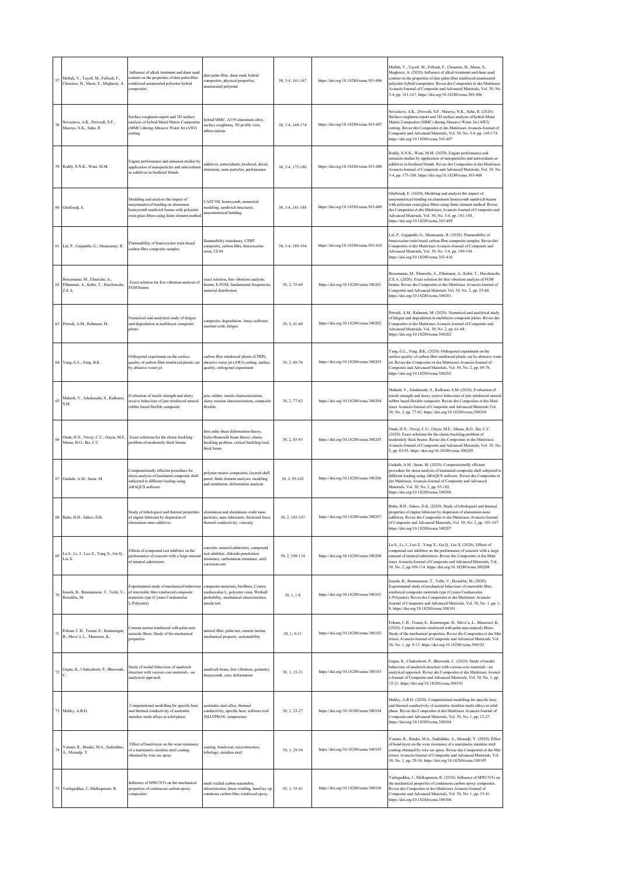| 57 | Meftah, Y., Tayefi, M., Fellouh, F., Chouieur, H., Maou, S., Meghezzi, A. | Influence of alkali treatment and dune sand content on the properties of date palm fiber reinforced unsaturated polyester hybrid composites | date palm fiber, dune sand, hybrid composites, physical properties, unsaturated polyester | 30, 3-4, 161-167 | https://doi.org/10.18280/rcma.303-406 | Meftah, Y., Tayefi, M., Fellouh, F., Chouieur, H., Maou, S., Meghezzi, A. (2020). Influence of alkali treatment and dune sand content on the properties of date palm fiber reinforced unsaturated polyester hybrid composites. Revue des Composites et des Matériaux Avancés-Journal of Composite and Advanced Materials, Vol. 30, No. 3-4, pp. 161-167. https://doi.org/10.18280/rcma.303-406 |
|---|---|---|---|---|---|---|
| 58 | Srivastava, A.K., Dwivedi, S.P., Maurya, N.K., Sahu, R | Surface roughness report and 3D surface analysis of hybrid Metal Matrix Composites (MMC) during Abrasive Water Jet (AWJ) cutting | hybrid MMC, A359 aluminum alloy, surface roughness, 3D profile view, abbreviations | 30, 3-4, 169-174 | https://doi.org/10.18280/rcma.303-407 | Srivastava, A.K., Dwivedi, S.P., Maurya, N.K., Sahu, R. (2020). Surface roughness report and 3D surface analysis of hybrid Metal Matrix Composites (MMC) during Abrasive Water Jet (AWJ) cutting. Revue des Composites et des Matériaux Avancés-Journal of Composite and Advanced Materials, Vol. 30, No. 3-4, pp. 169-174. https://doi.org/10.18280/rcma.303-407 |
| 59 | Reddy, S.N.K., Wani, M.M. | Engine performance and emission studies by application of nanoparticles and antioxidants as additives in biodiesel blends | additives, antioxidants, biodiesel, diesel, emissions, nano particles, performance | 30, 3-4, 175-180 | https://doi.org/10.18280/rcma.303-408 | Reddy, S.N.K., Wani, M.M. (2020). Engine performance and emission studies by application of nanoparticles and antioxidants as additives in biodiesel blends. Revue des Composites et des Matériaux Avancés-Journal of Composite and Advanced Materials, Vol. 30, No. 3-4, pp. 175-180. https://doi.org/10.18280/rcma.303-408 |
| 60 | Ghelloudj, E. | Modeling and analysis the impact of unsymmetrical bending on aluminum honeycomb sandwich beams with polyester resin/glass fibers using finite element method | CAST3M, honeycomb, numerical modeling, sandwich structures, unsymmetrical bending | 30, 3-4, 181-188 | https://doi.org/10.18280/rcma.303-409 | Ghelloudj, E. (2020). Modeling and analysis the impact of unsymmetrical bending on aluminum honeycomb sandwich beams with polyester resin/glass fibers using finite element method. Revue des Composites et des Matériaux Avancés-Journal of Composite and Advanced Materials, Vol. 30, No. 3-4, pp. 181-188. https://doi.org/10.18280/rcma.303-409 |
| 61 | Lal, P., Gajapathi, G., Munusamy, R. | Flammability of benzoxazine resin based carbon fibre composite samples | flammability retardancy, CFRP composite, carbon fibre, benzoxazine resin, UL94 | 30, 3-4, 189-194 | https://doi.org/10.18280/rcma.303-410 | Lal, P., Gajapathi, G., Munusamy, R. (2020). Flammability of benzoxazine resin based carbon fibre composite samples. Revue des Composites et des Matériaux Avancés-Journal of Composite and Advanced Materials, Vol. 30, No. 3-4, pp. 189-194. https://doi.org/10.18280/rcma.303-410 |
| 62 | Bouamama, M., Elmeiche, A., Elhennani, A., Kebir, T., Harchouche, Z.E.A. | Exact solution for free vibration analysis of FGM beams | exact solution, free vibration analysis, beams, E-FGM, fundamental frequencies, material distribution | 30, 2, 55-60 | https://doi.org/10.18280/rcma.300201 | Bouamama, M., Elmeiche, A., Elhennani, A., Kebir, T., Harchouche, Z.E.A. (2020). Exact solution for free vibration analysis of FGM beams. Revue des Composites et des Matériaux Avancés-Journal of Composite and Advanced Materials Vol. 30, No. 2, pp. 55-60. https://doi.org/10.18280/rcma.300201 |
| 63 | Petrudi, A.M., Rahmani, M. | Numerical and analytical study of fatigue and degradation in multilayer composite plates | composite, degradation, Ansys software, usermat code, fatigue | 30, 2, 61-68 | https://doi.org/10.18280/rcma.300202 | Petrudi, A.M., Rahmani, M. (2020). Numerical and analytical study of fatigue and degradation in multilayer composite plates. Revue des Composites et des Matériaux Avancés-Journal of Composite and Advanced Materials, Vol. 30, No. 2, pp. 61-68. https://doi.org/10.18280/rcma.300202 |
| 64 | Yang, G.L., Feng, B.K. | Orthogonal experiment on the surface quality of carbon fiber reinforced plastic cut by abrasive water jet | carbon fiber reinforced plastic (CFRP), abrasive water jet (AWJ) cutting, surface quality, orthogonal experiment | 30, 2, 69-76 | https://doi.org/10.18280/rcma.300203 | Yang, G.L., Feng, B.K. (2020). Orthogonal experiment on the surface quality of carbon fiber reinforced plastic cut by abrasive water jet. Revue des Composites et des Matériaux Avancés-Journal of Composite and Advanced Materials, Vol. 30, No. 2, pp. 69-76. https://doi.org/10.18280/rcma.300203 |
| 65 | Mahesh, V., Joladarashi, S., Kulkarni, S.M. | Evaluation of tensile strength and slurry erosive behaviour of jute reinforced natural rubber based flexible composite | jute, rubber, tensile characterization, slurry erosion characterization, composite flexible | 30, 2, 77-82 | https://doi.org/10.18280/rcma.300204 | Mahesh, V., Joladarashi, S., Kulkarni, S.M. (2020). Evaluation of tensile strength and slurry erosive behaviour of jute reinforced natural rubber based flexible composite. Revue des Composites et des Matériaux Avancés-Journal of Composite and Advanced Materials Vol. 30, No. 2, pp. 77-82. https://doi.org/10.18280/rcma.300204 |
| 66 | Onah, H.N., Nwoji, C.U., Onyia, M.E., Mama, B.O., Ike, C.C. | Exact solutions for the elastic buckling problem of moderately thick beams | first order shear deformation theory, Euler-Bernoulli beams theory, elastic buckling problem, critical buckling load, thick beam | 30, 2, 83-93 | https://doi.org/10.18280/rcma.300205 | Onah, H.N., Nwoji, C.U., Onyia, M.E., Mama, B.O., Ike, C.C. (2020). Exact solutions for the elastic buckling problem of moderately thick beams. Revue des Composites et des Matériaux Avancés-Journal of Composite and Advanced Materials, Vol. 30, No. 2, pp. 83-93. https://doi.org/10.18280/rcma.300205 |
| 67 | Gadade, A.M., Sutar, M. | Computationally efficient procedure for stress analysis of laminated composite shell subjected to different loading using ABAQUS software | polymer matrix composites, layered shell panel, finite element analysis, modeling and simulation, deformation analysis | 30, 2, 95-102 | https://doi.org/10.18280/rcma.300206 | Gadade, A.M., Sutar, M. (2020). Computationally efficient procedure for stress analysis of laminated composite shell subjected to different loading using ABAQUS software. Revue des Composites et des Matériaux Avancés-Journal of Composite and Advanced Materials, Vol. 30, No. 2, pp. 95-102. https://doi.org/10.18280/rcma.300206 |
| 68 | Babu, B.H., Sahoo, D.K. | Study of tribological and thermal properties of engine lubricant by dispersion of aluminium nano additives | aluminium and aluminium oxide nano particles, nano lubricants, frictional force, thermal conductivity, viscosity | 30, 2, 103-107 | https://doi.org/10.18280/rcma.300207 | Babu, B.H., Sahoo, D.K. (2020). Study of tribological and thermal properties of engine lubricant by dispersion of aluminium nano additives. Revue des Composites et des Matériaux Avancés-Journal of Composite and Advanced Materials, Vol. 30, No. 2, pp. 103-107. https://doi.org/10.18280/rcma.300207 |
| 69 | Lu S., Li, J., Luo Z., Yang X., Gu Q., Liu X. | Effects of compound rust inhibitor on the performance of concrete with a large amount of mineral admixtures | concrete, mineral admixture, compound rust inhibitor, chloride penetration resistance, carbonation resistance, steel corrosion rate | 30, 2, 109-114 | https://doi.org/10.18280/rcma.300208 | Lu S., Li, J., Luo Z., Yang X., Gu Q., Liu X. (2020). Effects of compound rust inhibitor on the performance of concrete with a large amount of mineral admixtures. Revue des Composites et des Maté riaux Avancés-Journal of Composite and Advanced Materials Vol. 30, No. 2, pp.109-114. https://doi.org/10.18280/rcma.300208 |
| 70 | Issasfa, B., Benmansour, T., Valle, V., Bouakba, M. | Experimental study of mechanical behaviour of renewable fibre reinforced composite materials type (Cynara Cardunculus L/Polyester) | composite materials, biofibres, Cynara cardunculus L, polyester resin, Weibull probability, mechanical characteristics, tensile test | 30, 1, 1-8 | https://doi.org/10.18280/rcma.300101 | Issasfa, B., Benmansour, T., Valle, V., Bouakba, M. (2020). Experimental study of mechanical behaviour of renewable fibre reinforced composite materials type (Cynara Cardunculus L/Polyester). Revue des Composites et des Matériaux Avancés-Journal of Composite and Advanced Materials, Vol. 30, No. 1, pp. 1-8. https://doi.org/10.18280/rcma.300101 |
| 71 | Fokam, C.B., Toumi, E., Kenmeugne, B., Meva'a, L., Mansouri, K. | Cement mortar reinforced with palm nuts naturals fibers: Study of the mechanical properties | natural fiber, palm nut, cement mortar, mechanical property, sustainability | 30, 1, 9-13 | https://doi.org/10.18280/rcma.300102 | Fokam, C.B., Toumi, E., Kenmeugne, B., Meva'a, L., Mansouri, K. (2020). Cement mortar reinforced with palm nuts naturals fibers: Study of the mechanical properties. Revue des Composites et des Mat ériaux Avancés-Journal of Composite and Advanced Materials, Vol. 30, No. 1, pp. 9-13. https://doi.org/10.18280/rcma.300102 |
| 72 | Gupta, K., Chakraborti, P., Bhowmik, C. | Study of modal behaviour of sandwich structure with various core materials - an analytical approach | sandwich beam, free vibration, geometry, honeycomb, core, deformation | 30, 1, 15-21 | https://doi.org/10.18280/rcma.300103 | Gupta, K., Chakraborti, P., Bhowmik, C. (2020). Study of modal behaviour of sandwich structure with various core materials - an analytical approach. Revue des Composites et des Matériaux Avancé s-Journal of Composite and Advanced Materials, Vol. 30, No. 1, pp. 15-21. https://doi.org/10.18280/rcma.300103 |
| 73 | Mekky, A.B.H. | Computational modelling for specific heat and thermal conductivity of austenitic stainless steels alloys at solid phase | austenitic steel alloy, thermal conductivity, specific heat, software tool JMATPRO®, temperature | 30, 1, 23-27 | https://doi.org/10.18280/rcma.300104 | Mekky, A.B.H. (2020). Computational modelling for specific heat and thermal conductivity of austenitic stainless steels alloys at solid phase. Revue des Composites et des Matériaux Avancés-Journal of Composite and Advanced Materials, Vol. 30, No. 1, pp. 23-27. https://doi.org/10.18280/rcma.300104 |
| 74 | Younes, R., Bradai, M.A., Sadeddine, A., Mouadji, Y. | Effect of bond-layer on the wear resistance of a martensitic stainless steel coating obtained by wire arc spray | coating, bond-coat, microstructure, tribology, stainless steel | 30, 1, 29-34 | https://doi.org/10.18280/rcma.300105 | Younes, R., Bradai, M.A., Sadeddine, A., Mouadji, Y. (2020). Effect of bond-layer on the wear resistance of a martensitic stainless steel coating obtained by wire arc spray. Revue des Composites et des Mat ériaux Avancés-Journal of Composite and Advanced Materials, Vol. 30, No. 1, pp. 29-34. https://doi.org/10.18280/rcma.300105 |
| 75 | Yarlagaddaa, J., Malkapuram, R. | Influence of MWCNTs on the mechanical properties of continuous carbon epoxy composites | multi walled carbon nanotubes, ultrasonicator, drum winding, hand lay up, continuous carbon fibre reinforced epoxy | 30, 1, 35-41 | https://doi.org/10.18280/rcma.300106 | Yarlagaddaa, J., Malkapuram, R. (2020). Influence of MWCNTs on the mechanical properties of continuous carbon epoxy composites. Revue des Composites et des Matériaux Avancés-Journal of Composite and Advanced Materials, Vol. 30, No. 1, pp. 35-41. https://doi.org/10.18280/rcma.300106 |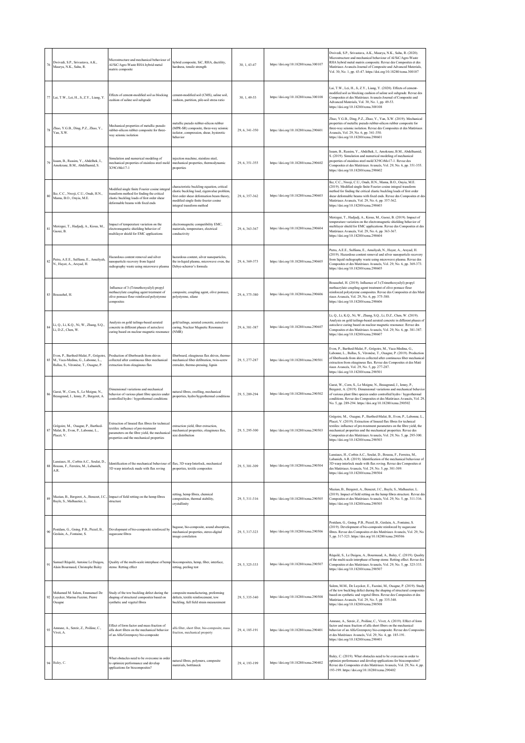| 76 | Dwivedi, S.P., Srivastava, A.K., Maurya, N.K., Sahu, R. | Microstructure and mechanical behaviour of Al/SiC/Agro-Waste RHA hybrid metal matrix composite | hybrid composite, SiC, RHA, ductility, hardness, tensile strength | 30, 1, 43-47 | https://doi.org/10.18280/rcma.300107 | Dwivedi, S.P., Srivastava, A.K., Maurya, N.K., Sahu, R. (2020). Microstructure and mechanical behaviour of Al/SiC/Agro-Waste RHA hybrid metal matrix composite. Revue des Composites et des Matériaux Avancés-Journal of Composite and Advanced Materials, Vol. 30, No. 1, pp. 43-47. https://doi.org/10.18280/rcma.300107 |
|---|---|---|---|---|---|---|
| 77 | Lai, T.W., Lei, H., Ji, Z.Y., Liang, Y. | Effects of cement-modified soil as blocking cushion of saline soil subgrade | cement-modified soil (CMS), saline soil, cushion, partition, pile-soil stress ratio | 30, 1, 49-53 | https://doi.org/10.18280/rcma.300108 | Lai, T.W., Lei, H., Ji, Z.Y., Liang, Y. (2020). Effects of cement-modified soil as blocking cushion of saline soil subgrade. Revue des Composites et des Matériaux Avancés-Journal of Composite and Advanced Materials, Vol. 30, No. 1, pp. 49-53. https://doi.org/10.18280/rcma.300108 |
| 78 | Zhao, Y.G.B., Ding, P.Z., Zhao, Y., Yan, X.W. | Mechanical properties of metallic pseudo rubber-silicon rubber composite for three-way seismic isolation | metallic pseudo rubber-silicon rubber (MPR-SR) composite, three-way seismic isolator, compression, shear, hysteretic behavior | 29, 6, 341-350 | https://doi.org/10.18280/rcma.290601 | Zhao, Y.G.B., Ding, P.Z., Zhao, Y., Yan, X.W. (2019). Mechanical properties of metallic pseudo rubber-silicon rubber composite for three-way seismic isolation. Revue des Composites et des Matériaux Avancés, Vol. 29, No. 6, pp. 341-350. https://doi.org/10.18280/rcma.290601 |
| 79 | Issam, B., Rassim, Y., Abdelhek, I., Amokrane, B.M., Abdelhamid, S. | Simulation and numerical modeling of mechanical properties of stainless steel mold X39CrMo17-1 | injection machine, stainless steel, mechanical properties, thermodynamic properties | 29, 6, 351-355 | https://doi.org/10.18280/rcma.290602 | Issam, B., Rassim, Y., Abdelhek, I., Amokrane, B.M., Abdelhamid, S. (2019). Simulation and numerical modeling of mechanical properties of stainless steel mold X39CrMo17-1. Revue des Composites et des Matériaux Avancés, Vol. 29, No. 6, pp. 351-355. https://doi.org/10.18280/rcma.290602 |
| 80 | Ike, C.C., Nwoji, C.U., Onah, H.N., Mama, B.O., Onyia, M.E. | Modified single finite Fourier cosine integral transform method for finding the critical elastic buckling loads of first order shear deformable beams with fixed ends | characteristic buckling equation, critical elastic buckling load, eigenvalue problem, first order shear deformation beam theory, modified single finite Fourier cosine integral transform method | 29, 6, 357-362 | https://doi.org/10.18280/rcma.290603 | Ike, C.C., Nwoji, C.U., Onah, H.N., Mama, B.O., Onyia, M.E. (2019). Modified single finite Fourier cosine integral transform method for finding the critical elastic buckling loads of first order shear deformable beams with fixed ends. Revue des Composites et des Matériaux Avancés, Vol. 29, No. 6, pp. 357-362. https://doi.org/10.18280/rcma.290603 |
| 81 | Merizgui, T., Hadjadj, A., Kious, M., Gaoui, B. | Impact of temperature variation on the electromagnetic shielding behavior of multilayer shield for EMC applications | electromagnetic compatibility EMC, materials, temperature, electrical conductivity | 29, 6, 363-367 | https://doi.org/10.18280/rcma.290604 | Merizgui, T., Hadjadj, A., Kious, M., Gaoui, B. (2019). Impact of temperature variation on the electromagnetic shielding behavior of multilayer shield for EMC applications. Revue des Composites et des Matériaux Avancés, Vol. 29, No. 6, pp. 363-367. https://doi.org/10.18280/rcma.290604 |
| 82 | Putra, A.E.E., Sulfiana, E., Amaliyah, N., Hayat, A., Arsyad, H. | Hazardous content removal and silver nanoparticle recovery from liquid radiography waste using microwave plasma | hazardous content, silver nanoparticles, the in-liquid plasma, microwave oven, the Debye-scherrer's formula | 29, 6, 369-373 | https://doi.org/10.18280/rcma.290605 | Putra, A.E.E., Sulfiana, E., Amaliyah, N., Hayat, A., Arsyad, H. (2019). Hazardous content removal and silver nanoparticle recovery from liquid radiography waste using microwave plasma. Revue des Composites et des Matériaux Avancés, Vol. 29, No. 6, pp. 369-373. https://doi.org/10.18280/rcma.290605 |
| 83 | Boussehel, H. | Influence of 3-(Trimethoxysilyl) propyl methacrylate coupling agent treatment of olive pomace flour reinforced polystyrene composites | composite, coupling agent, olive pomace, polystyrene, silane | 29, 6, 375-380 | https://doi.org/10.18280/rcma.290606 | Boussehel, H. (2019). Influence of 3-(Trimethoxysilyl) propyl methacrylate coupling agent treatment of olive pomace flour reinforced polystyrene composites. Revue des Composites et des Maté riaux Avancés, Vol. 29, No. 6, pp. 375-380. https://doi.org/10.18280/rcma.290606 |
| 84 | Li, Q., Li, K.Q., Ni, W., Zhang, S.Q., Li, D.Z., Chen, W. | Analysis on gold tailings-based aerated concrete in different phases of autoclave curing based on nuclear magnetic resonance | gold tailings, aerated concrete, autoclave curing, Nuclear Magnetic Resonance (NMR) | 29, 6, 381-387 | https://doi.org/10.18280/rcma.290607 | Li, Q., Li, K.Q., Ni, W., Zhang, S.Q., Li, D.Z., Chen, W. (2019). Analysis on gold tailings-based aerated concrete in different phases of autoclave curing based on nuclear magnetic resonance. Revue des Composites et des Matériaux Avancés, Vol. 29, No. 6, pp. 381-387. https://doi.org/10.18280/rcma.290607 |
| 85 | Evon, P., Barthod-Malat, P., Grégoire, M., Vaca-Medina, G., Labonne, L., Ballas, S., Véronèse, T., Ouagne, P. | Production of fiberboards from shives collected after continuous fiber mechanical extraction from oleaginous flax | fiberboard, oleaginous flax shives, thermo-mechanical fiber defibration, twin-screw extruder, thermo-pressing, lignin | 29, 5, 277-287 | https://doi.org/10.18280/rcma.290501 | Evon, P., Barthod-Malat, P., Grégoire, M., Vaca-Medina, G., Labonne, L., Ballas, S., Véronèse, T., Ouagne, P. (2019). Production of fiberboards from shives collected after continuous fiber mechanical extraction from oleaginous flax. Revue des Composites et des Maté riaux Avancés, Vol. 29, No. 5, pp. 277-287. https://doi.org/10.18280/rcma.290501 |
| 86 | Garat, W., Corn, S., Le Moigne, N., Beaugrand, J., Ienny, P., Bergeret, A. | Dimensional variations and mechanical behavior of various plant fibre species under controlled hydro / hygrothermal conditions | natural fibres, swelling, mechanical properties, hydro/hygrothermal conditions | 29, 5, 289-294 | https://doi.org/10.18280/rcma.290502 | Garat, W., Corn, S., Le Moigne, N., Beaugrand, J., Ienny, P., Bergeret, A. (2019). Dimensional variations and mechanical behavior of various plant fibre species under controlled hydro / hygrothermal conditions. Revue des Composites et des Matériaux Avancés, Vol. 29, No. 5, pp. 289-294. https://doi.org/10.18280/rcma.290502 |
| 87 | Grégoire, M., Ouagne, P., Barthod-Malat, B., Evon, P., Labonne, L., Placet, V. | Extraction of linseed flax fibres for technical textiles: influence of pre-treatment parameters on the fibre yield, the mechanical properties and the mechanical properties | extraction yield, fiber extraction, mechanical properties, oleaginous flax, size distribution | 29, 5, 295-300 | https://doi.org/10.18280/rcma.290503 | Grégoire, M., Ouagne, P., Barthod-Malat, B., Evon, P., Labonne, L., Placet, V. (2019). Extraction of linseed flax fibres for technical textiles: influence of pre-treatment parameters on the fibre yield, the mechanical properties and the mechanical properties. Revue des Composites et des Matériaux Avancés, Vol. 29, No. 5, pp. 295-300. https://doi.org/10.18280/rcma.290503 |
| 88 | Lansiaux, H., Corbin A.C., Soulat, D., Boussu, F., Ferreira, M., Labanieh, A.R. | Identification of the mechanical behaviour of 3D warp interlock made with flax roving | flax, 3D warp Interlock, mechanical properties, textile composites | 29, 5, 301-309 | https://doi.org/10.18280/rcma.290504 | Lansiaux, H., Corbin A.C., Soulat, D., Boussu, F., Ferreira, M., Labanieh, A.R. (2019). Identification of the mechanical behaviour of 3D warp interlock made with flax roving. Revue des Composites et des Matériaux Avancés, Vol. 29, No. 5, pp. 301-309. https://doi.org/10.18280/rcma.290504 |
| 89 | Mazian, B., Bergeret, A., Benezet, J.C., Bayle, S., Malhautier, L. | Impact of field retting on the hemp fibres structure | retting, hemp fibres, chemical composition, thermal stability, crystallinity | 29, 5, 311-316 | https://doi.org/10.18280/rcma.290505 | Mazian, B., Bergeret, A., Benezet, J.C., Bayle, S., Malhautier, L. (2019). Impact of field retting on the hemp fibres structure. Revue des Composites et des Matériaux Avancés, Vol. 29, No. 5, pp. 311-316. https://doi.org/10.18280/rcma.290505 |
| 90 | Postdam, G., Gning, P.B., Piezel, B., Geslain, A., Fontaine, S. | Development of bio-composite reinforced by sugarcane fibres | bagasse, bio-composite, sound absorption, mechanical properties, stereo-digital image correlation | 29, 5, 317-323 | https://doi.org/10.18280/rcma.290506 | Postdam, G., Gning, P.B., Piezel, B., Geslain, A., Fontaine, S. (2019). Development of bio-composite reinforced by sugarcane fibres. Revue des Composites et des Matériaux Avancés, Vol. 29, No. 5, pp. 317-323. https://doi.org/10.18280/rcma.290506 |
| 91 | Samuel Réquilé, Antoine Le Duigou, Alain Bourmaud, Christophe Baley | Quality of the multi-scale interphase of hemp stems: Retting effect | biocomposites, hemp, fiber, interface, retting, peeling test | 29, 5, 325-333 | https://doi.org/10.18280/rcma.290507 | Réquilé, S., Le Duigou, A., Bourmaud, A., Baley, C. (2019). Quality of the multi-scale interphase of hemp stems: Retting effect. Revue des Composites et des Matériaux Avancés, Vol. 29, No. 5, pp. 325-333. https://doi.org/10.18280/rcma.290507 |
| 92 | Mohamed M. Salem, Emmanuel De Luycker, Marina Fazzini, Pierre Ouagne | Study of the tow buckling defect during the shaping of structural composites based on synthetic and vegetal fibres | composite manufacturing, preforming defects, textile reinforcement, tow buckling, full field strain measurement | 29, 5, 335-340 | https://doi.org/10.18280/rcma.290508 | Salem, M.M., De Luycker, E., Fazzini, M., Ouagne, P. (2019). Study of the tow buckling defect during the shaping of structural composites based on synthetic and vegetal fibres. Revue des Composites et des Matériaux Avancés, Vol. 29, No. 5, pp. 335-340. https://doi.org/10.18280/rcma.290508 |
| 93 | Amrane, A., Sereir, Z., Poilâne, C., Vivet, A. | Effect of form factor and mass fraction of alfa short fibers on the mechanical behavior of an Alfa/Greenpoxy bio-composite | alfa fiber, short fiber, bio-composite, mass fraction, mechanical property | 29, 4, 185-191 | https://doi.org/10.18280/rcma.290401 | Amrane, A., Sereir, Z., Poilâne, C., Vivet, A. (2019). Effect of form factor and mass fraction of alfa short fibers on the mechanical behavior of an Alfa/Greenpoxy bio-composite. Revue des Composites et des Matériaux Avancés, Vol. 29, No. 4, pp. 185-191. https://doi.org/10.18280/rcma.290401 |
| 94 | Baley, C. | What obstacles need to be overcome in order to optimize performance and develop applications for biocomposites? | natural fibres, polymers, composite materials, bottleneck | 29, 4, 193-199 | https://doi.org/10.18280/rcma.290402 | Baley, C. (2019). What obstacles need to be overcome in order to optimize performance and develop applications for biocomposites? Revue des Composites et des Matériaux Avancés, Vol. 29, No. 4, pp. 193-199. https://doi.org/10.18280/rcma.290402 |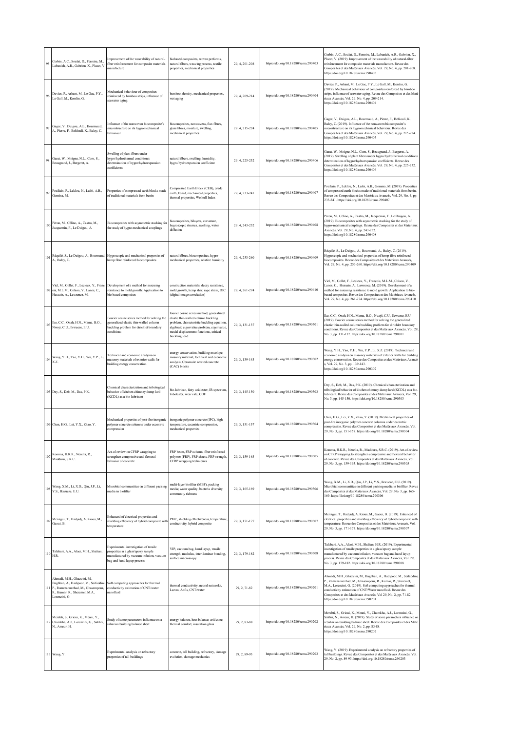| 95 | Corbin, A.C., Soulat, D., Ferreira, M., Labanieh, A.R., Gabrion, X., Placet, V. | Improvement of the weavability of natural-fiber reinforcement for composite materials manufacture | biobased composites, woven preforms, natural fibers, weaving process, textile properties, mechanical properties | 29, 4, 201-208 | https://doi.org/10.18280/rcma.290403 | Corbin, A.C., Soulat, D., Ferreira, M., Labanieh, A.R., Gabrion, X., Placet, V. (2019). Improvement of the weavability of natural-fiber reinforcement for composite materials manufacture. Revue des Composites et des Matériaux Avancés, Vol. 29, No. 4, pp. 201-208. https://doi.org/10.18280/rcma.290403 |
|---|---|---|---|---|---|---|
| 96 | Davies, P., Arhant, M., Le Gac, P.Y., Le Gall, M., Kemlin, G. | Mechanical behaviour of composites reinforced by bamboo strips, influence of seawater aging | bamboo, density, mechanical properties, wet aging | 29, 4, 209-214 | https://doi.org/10.18280/rcma.290404 | Davies, P., Arhant, M., Le Gac, P.Y., Le Gall, M., Kemlin, G. (2019). Mechanical behaviour of composites reinforced by bamboo strips, influence of seawater aging. Revue des Composites et des Matériaux Avancés, Vol. 29, No. 4, pp. 209-214. https://doi.org/10.18280/rcma.290404 |
| 97 | Gager, V., Duigou, A.L., Bourmaud, A., Pierre, F., Behlouli, K., Baley, C. | Influence of the nonwoven biocomposite's microstructure on its hygromechanical behaviour | biocomposites, nonwovens, flax fibres, glass fibres, moisture, swelling, mechanical properties | 29, 4, 215-224 | https://doi.org/10.18280/rcma.290405 | Gager, V., Duigou, A.L., Bourmaud, A., Pierre, F., Behlouli, K., Baley, C. (2019). Influence of the nonwoven biocomposite's microstructure on its hygromechanical behaviour. Revue des Composites et des Matériaux Avancés, Vol. 29, No. 4, pp. 215-224. https://doi.org/10.18280/rcma.290405 |
| 98 | Garat, W., Moigne, N.L., Corn, S., Beaugrand, J., Bergeret, A. | Swelling of plant fibers under hygro/hydrothermal conditions: determination of hygro/hydroexpansion coefficients | natural fibers, swelling, humidity, hygro/hydroexpansion coefficient | 29, 4, 225-232 | https://doi.org/10.18280/rcma.290406 | Garat, W., Moigne, N.L., Corn, S., Beaugrand, J., Bergeret, A. (2019). Swelling of plant fibers under hygro/hydrothermal conditions: determination of hygro/hydroexpansion coefficients. Revue des Composites et des Matériaux Avancés, Vol. 29, No. 4, pp. 225-232. https://doi.org/10.18280/rcma.290406 |
| 99 | Pouliain, P., Leklou, N., Laibi, A.B., Gomina, M. | Properties of compressed earth blocks made of traditional materials from benin | Compressed Earth Block (CEB), crude earth, kenaf, mechanical properties, thermal properties, Weibull Index | 29, 4, 233-241 | https://doi.org/10.18280/rcma.290407 | Pouliain, P., Leklou, N., Laibi, A.B., Gomina, M. (2019). Properties of compressed earth blocks made of traditional materials from benin. Revue des Composites et des Matériaux Avancés, Vol. 29, No. 4, pp. 233-241. https://doi.org/10.18280/rcma.290407 |
| 100 | Péron, M., Célino, A., Castro, M., Jacquemin, F., Le Duigou, A. | Biocomposites with asymmetric stacking for the study of hygro-mechanical couplings | biocomposites, bilayers, curvature, hygroscopic stresses, swelling, water diffusion | 29, 4, 243-252 | https://doi.org/10.18280/rcma.290408 | Péron, M., Célino, A., Castro, M., Jacquemin, F., Le Duigou, A. (2019). Biocomposites with asymmetric stacking for the study of hygro-mechanical couplings. Revue des Composites et des Matériaux Avancés, Vol. 29, No. 4, pp. 243-252. https://doi.org/10.18280/rcma.290408 |
| 101 | Réquilé, S., Le Duigou, A., Bourmaud, A., Baley, C. | Hygroscopic and mechanical properties of hemp fibre reinforced biocomposites | natural fibres, biocomposites, hygro-mechanical properties, relative humidity | 29, 4, 253-260 | https://doi.org/10.18280/rcma.290409 | Réquilé, S., Le Duigou, A., Bourmaud, A., Baley, C. (2019). Hygroscopic and mechanical properties of hemp fibre reinforced biocomposites. Revue des Composites et des Matériaux Avancés, Vol. 29, No. 4, pp. 253-260. https://doi.org/10.18280/rcma.290409 |
| 102 | Viel, M., Collet, F., Lecieux, Y., François, M.L.M., Colson, V., Lanos, C., Hussain, A., Lawrence, M. | Development of a method for assessing resistance to mold growth: Application to bio-based composites | construction materials, decay resistance, mold growth, hemp shiv, rape straw, DIC (digital image correlation) | 29, 4, 261-274 | https://doi.org/10.18280/rcma.290410 | Viel, M., Collet, F., Lecieux, Y., François, M.L.M., Colson, V., Lanos, C., Hussain, A., Lawrence, M. (2019). Development of a method for assessing resistance to mold growth: Application to bio-based composites. Revue des Composites et des Matériaux Avancés, Vol. 29, No. 4, pp. 261-274. https://doi.org/10.18280/rcma.290410 |
| 103 | Ike, C.C., Onah, H.N., Mama, B.O., Nwoji, C.U., Ikwueze, E.U. | Fourier cosine series method for solving the generalized elastic thin-walled column buckling problem for dirichlet boundary conditions | fourier cosine series method, generalized elastic thin-walled column buckling problem, characteristic buckling equation, algebraic eigenvalue problem, eigenvalue, modal displacement functions, critical buckling load | 29, 3, 131-137 | https://doi.org/10.18280/rcma.290301 | Ike, C.C., Onah, H.N., Mama, B.O., Nwoji, C.U., Ikwueze, E.U. (2019). Fourier cosine series method for solving the generalized elastic thin-walled column buckling problem for dirichlet boundary conditions. Revue des Composites et des Matériaux Avancés, Vol. 29, No. 3, pp. 131-137. https://doi.org/10.18280/rcma.290301 |
| 104 | Wang, Y.H., Yao, Y.H., Wu, Y.P., Li, X.Z. | Technical and economic analysis on masonry materials of exterior walls for building energy conservation | energy conservation, building envelope, masonry material, technical and economic analysis, Ceramsite aerated concrete (CAC) blocks | 29, 3, 139-143 | https://doi.org/10.18280/rcma.290302 | Wang, Y.H., Yao, Y.H., Wu, Y.P., Li, X.Z. (2019). Technical and economic analysis on masonry materials of exterior walls for building energy conservation. Revue des Composites et des Matériaux Avancés, Vol. 29, No. 3, pp. 139-143. https://doi.org/10.18280/rcma.290302 |
| 105 | Dey, S., Deb, M., Das, P.K. | Chemical characterization and tribological behavior of kitchen chimney dump lard (KCDL) as a bio-lubricant | bio-lubrican, fatty acid ester, IR spectrum, tribotester, wear rate, COF | 29, 3, 145-150 | https://doi.org/10.18280/rcma.290303 | Dey, S., Deb, M., Das, P.K. (2019). Chemical characterization and tribological behavior of kitchen chimney dump lard (KCDL) as a bio-lubricant. Revue des Composites et des Matériaux Avancés, Vol. 29, No. 3, pp. 145-150. https://doi.org/10.18280/rcma.290303 |
| 106 | Chen, H.G., Lei, Y.X., Zhao, Y. | Mechanical properties of post-fire inorganic polymer concrete columns under eccentric compression | inorganic polymer concrete (IPC), high temperature, eccentric compression, mechanical properties | 29, 3, 151-157 | https://doi.org/10.18280/rcma.290304 | Chen, H.G., Lei, Y.X., Zhao, Y. (2019). Mechanical properties of post-fire inorganic polymer concrete columns under eccentric compression. Revue des Composites et des Matériaux Avancés, Vol. 29, No. 3, pp. 151-157. https://doi.org/10.18280/rcma.290304 |
| 107 | Komma, H.K.R., Nerella, R., Madduru, S.R.C. | Art-of-review on CFRP wrapping to strengthen compressive and flexural behavior of concrete | FRP beam, FRP column, fiber reinforced polymer (FRP), FRP sheets, FRP strength, CFRP wrapping techniques | 29, 3, 159-163 | https://doi.org/10.18280/rcma.290305 | Komma, H.K.R., Nerella, R., Madduru, S.R.C. (2019). Art-of-review on CFRP wrapping to strengthen compressive and flexural behavior of concrete. Revue des Composites et des Matériaux Avancés, Vol. 29, No. 3, pp. 159-163. https://doi.org/10.18280/rcma.290305 |
| 108 | Wang, X.M., Li, X.D., Qiu, J.P., Li, Y.S., Ikwueze, E.U. | Microbial communities on different packing media in biofilter | multi-layer biofilter (MBF), packing media; water quality, bacteria diversity, community richness | 29, 3, 165-169 | https://doi.org/10.18280/rcma.290306 | Wang, X.M., Li, X.D., Qiu, J.P., Li, Y.S., Ikwueze, E.U. (2019). Microbial communities on different packing media in biofilter. Revue des Composites et des Matériaux Avancés, Vol. 29, No. 3, pp. 165-169. https://doi.org/10.18280/rcma.290306 |
| 109 | Merizgui, T., Hadjadj, A. Kious, M., Gaoui, B. | Enhanced of electrical properties and shielding efficiency of hybrid composite with temperature | PMC, shielding effectiveness, temperature, conductivity, hybrid composite | 29, 3, 171-177 | https://doi.org/10.18280/rcma.290307 | Merizgui, T., Hadjadj, A. Kious, M., Gaoui, B. (2019). Enhanced of electrical properties and shielding efficiency of hybrid composite with temperature. Revue des Composites et des Matériaux Avancés, Vol. 29, No. 3, pp. 171-177. https://doi.org/10.18280/rcma.290307 |
| 110 | Talabari, A.A., Alaei, M.H., Shalian, H.R. | Experimental investigation of tensile properties in a glass/epoxy sample manufactured by vacuum infusion, vacuum bag and hand layup process | VIP, vacuum bag, hand layup, tensile strength, modulus, inter-laminar bonding, surface macroscopy | 29, 3, 179-182 | https://doi.org/10.18280/rcma.290308 | Talabari, A.A., Alaei, M.H., Shalian, H.R. (2019). Experimental investigation of tensile properties in a glass/epoxy sample manufactured by vacuum infusion, vacuum bag and hand layup process. Revue des Composites et des Matériaux Avancés, Vol. 29, No. 3, pp. 179-182. https://doi.org/10.18280/rcma.290308 |
| 111 | Ahmadi, M.H., Ghazvini, M., Baghban, A., Hadipoor, M., Seifaddini, P., Ramezannezhad, M., Ghasempour, R., Kumar, R., Sheremet, M.A., Lorenzini, G. | Soft computing approaches for thermal conductivity estimation of CNT/water nanofluid | thermal conductivity, neural networks, Lssvm, Anfis, CNT/water | 29, 2, 71-82 | https://doi.org/10.18280/rcma.290201 | Ahmadi, M.H., Ghazvini, M., Baghban, A., Hadipoor, M., Seifaddini, P., Ramezannezhad, M., Ghasempour, R., Kumar, R., Sheremet, M.A., Lorenzini, G. (2019). Soft computing approaches for thermal conductivity estimation of CNT/Water nanofluid. Revue des Composites et des Matériaux Avancés, Vol 29, No. 2, pp. 71-82. https://doi.org/10.18280/rcma.290201 |
| 112 | Merabti, S., Griou, K., Menni, Y., Chamkha, A.J., Lorenzini, G., Sakhri, N., Ameur, H. | Study of some parameters influence on a saharian building balance sheet | energy balance, heat balance, arid zone, thermal comfort, insulation glass | 29, 2, 83-88 | https://doi.org/10.18280/rcma.290202 | Merabti, S., Griou, K., Menni, Y., Chamkha, A.J., Lorenzini, G., Sakhri, N., Ameur, H. (2019). Study of some parameters influence on a Saharian building balance sheet. Revue des Composites et des Matériaux Avancés, Vol. 29, No. 2, pp. 83-88. https://doi.org/10.18280/rcma.290202 |
| 113 | Wang, Y. | Experimental analysis on refractory properties of tall buildings | concrete, tall building, refractory, damage evolution, damage mechanics | 29, 2, 89-93 | https://doi.org/10.18280/rcma.290203 | Wang, Y. (2019). Experimental analysis on refractory properties of tall buildings. Revue des Composites et des Matériaux Avancés, Vol. 29, No. 2, pp. 89-93. https://doi.org/10.18280/rcma.290203 |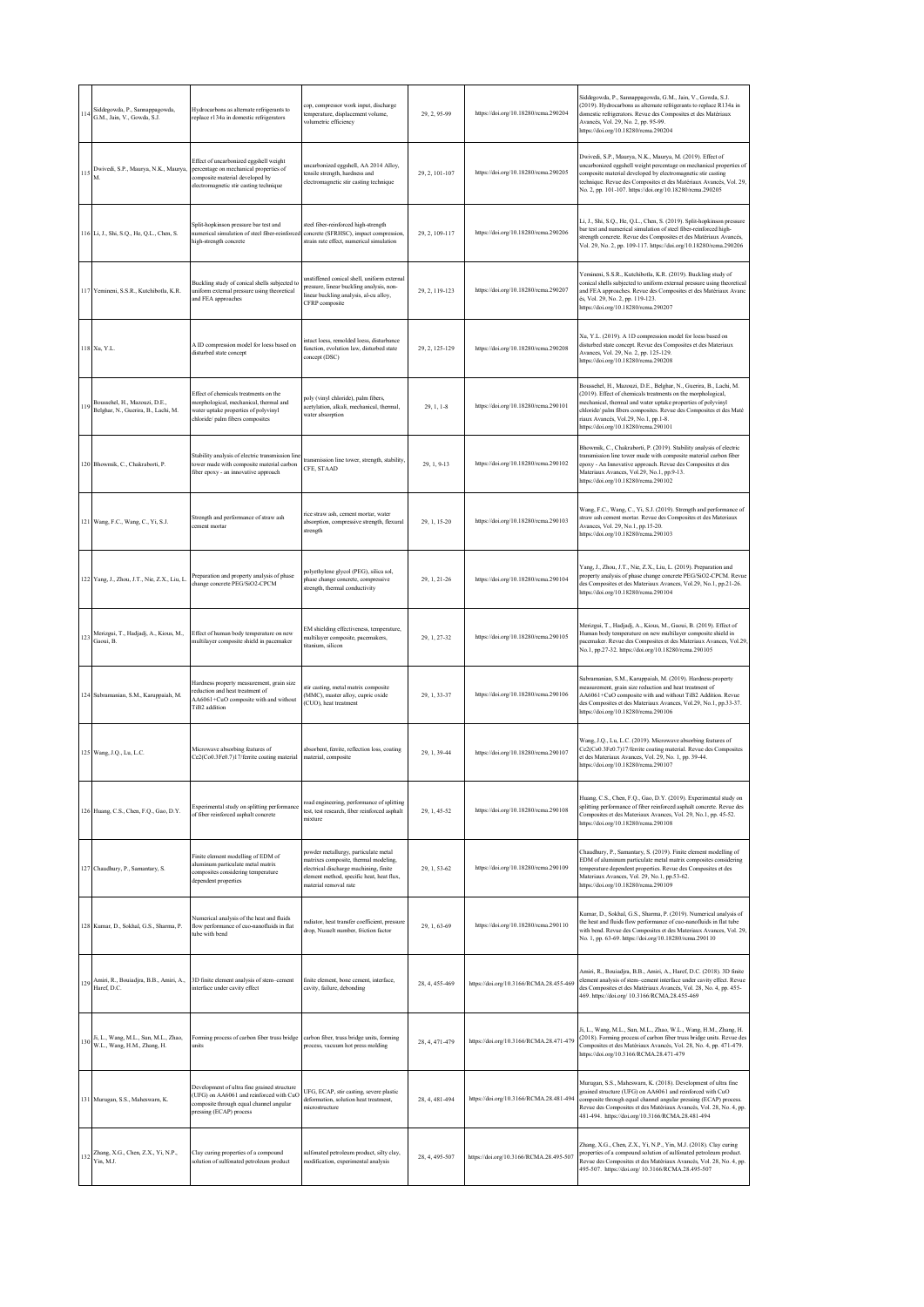| 114 | Siddegowda, P., Sannappagowda, G.M., Jain, V., Gowda, S.J. | Hydrocarbons as alternate refrigerants to replace r134a in domestic refrigerators | cop, compressor work input, discharge temperature, displacement volume, volumetric efficiency | 29, 2, 95-99 | https://doi.org/10.18280/rcma.290204 | Siddegowda, P., Sannappagowda, G.M., Jain, V., Gowda, S.J. (2019). Hydrocarbons as alternate refrigerants to replace R134a in domestic refrigerators. Revue des Composites et des Matériaux Avancés, Vol. 29, No. 2, pp. 95-99. https://doi.org/10.18280/rcma.290204 |
|---|---|---|---|---|---|---|
| 115 | Dwivedi, S.P., Maurya, N.K., Maurya, M. | Effect of uncarbonized eggshell weight percentage on mechanical properties of composite material developed by electromagnetic stir casting technique | uncarbonized eggshell, AA 2014 Alloy, tensile strength, hardness and electromagnetic stir casting technique | 29, 2, 101-107 | https://doi.org/10.18280/rcma.290205 | Dwivedi, S.P., Maurya, N.K., Maurya, M. (2019). Effect of uncarbonized eggshell weight percentage on mechanical properties of composite material developed by electromagnetic stir casting technique. Revue des Composites et des Matériaux Avancés, Vol. 29, No. 2, pp. 101-107. https://doi.org/10.18280/rcma.290205 |
| 116 | Li, J., Shi, S.Q., He, Q.L., Chen, S. | Split-hopkinson pressure bar test and numerical simulation of steel fiber-reinforced high-strength concrete | steel fiber-reinforced high-strength concrete (SFRHSC), impact compression, strain rate effect, numerical simulation | 29, 2, 109-117 | https://doi.org/10.18280/rcma.290206 | Li, J., Shi, S.Q., He, Q.L., Chen, S. (2019). Split-hopkinson pressure bar test and numerical simulation of steel fiber-reinforced high-strength concrete. Revue des Composites et des Matériaux Avancés, Vol. 29, No. 2, pp. 109-117. https://doi.org/10.18280/rcma.290206 |
| 117 | Yemineni, S.S.R., Kutchibotla, K.R. | Buckling study of conical shells subjected to uniform external pressure using theoretical and FEA approaches | unstiffened conical shell, uniform external pressure, linear buckling analysis, non-linear buckling analysis, al-cu alloy, CFRP composite | 29, 2, 119-123 | https://doi.org/10.18280/rcma.290207 | Yemineni, S.S.R., Kutchibotla, K.R. (2019). Buckling study of conical shells subjected to uniform external pressure using theoretical and FEA approaches. Revue des Composites et des Matériaux Avancés, Vol. 29, No. 2, pp. 119-123. https://doi.org/10.18280/rcma.290207 |
| 118 | Xu, Y.L. | A 1D compression model for loess based on disturbed state concept | intact loess, remolded loess, disturbance function, evolution law, disturbed state concept (DSC) | 29, 2, 125-129 | https://doi.org/10.18280/rcma.290208 | Xu, Y.L. (2019). A 1D compression model for loess based on disturbed state concept. Revue des Composites et des Materiaux Avances, Vol. 29, No. 2, pp. 125-129. https://doi.org/10.18280/rcma.290208 |
| 119 | Boussehel, H., Mazouzi, D.E., Belghar, N., Guerira, B., Lachi, M. | Effect of chemicals treatments on the morphological, mechanical, thermal and water uptake properties of polyvinyl chloride/ palm fibers composites | poly (vinyl chloride), palm fibers, acetylation, alkali, mechanical, thermal, water absorption | 29, 1, 1-8 | https://doi.org/10.18280/rcma.290101 | Boussehel, H., Mazouzi, D.E., Belghar, N., Guerira, B., Lachi, M. (2019). Effect of chemicals treatments on the morphological, mechanical, thermal and water uptake properties of polyvinyl chloride/ palm fibers composites. Revue des Composites et des Matériaux Avancés, Vol.29, No.1, pp.1-8. https://doi.org/10.18280/rcma.290101 |
| 120 | Bhowmik, C., Chakraborti, P. | Stability analysis of electric transmission line tower made with composite material carbon fiber epoxy - an innovative approach | transmission line tower, strength, stability, CFE, STAAD | 29, 1, 9-13 | https://doi.org/10.18280/rcma.290102 | Bhowmik, C., Chakraborti, P. (2019). Stability analysis of electric transmission line tower made with composite material carbon fiber epoxy - An Innovative approach. Revue des Composites et des Materiaux Avances, Vol.29, No.1, pp.9-13. https://doi.org/10.18280/rcma.290102 |
| 121 | Wang, F.C., Wang, C., Yi, S.J. | Strength and performance of straw ash cement mortar | rice straw ash, cement mortar, water absorption, compressive strength, flexural strength | 29, 1, 15-20 | https://doi.org/10.18280/rcma.290103 | Wang, F.C., Wang, C., Yi, S.J. (2019). Strength and performance of straw ash cement mortar. Revue des Composites et des Materiaux Avances, Vol. 29, No.1, pp.15-20. https://doi.org/10.18280/rcma.290103 |
| 122 | Yang, J., Zhou, J.T., Nie, Z.X., Liu, L. | Preparation and property analysis of phase change concrete PEG/SiO2-CPCM | polyethylene glycol (PEG), silica sol, phase change concrete, compressive strength, thermal conductivity | 29, 1, 21-26 | https://doi.org/10.18280/rcma.290104 | Yang, J., Zhou, J.T., Nie, Z.X., Liu, L. (2019). Preparation and property analysis of phase change concrete PEG/SiO2-CPCM. Revue des Composites et des Materiaux Avances, Vol.29, No.1, pp.21-26. https://doi.org/10.18280/rcma.290104 |
| 123 | Merizgui, T., Hadjadj, A., Kious, M., Gaoui, B. | Effect of human body temperature on new multilayer composite shield in pacemaker | EM shielding effectiveness, temperature, multilayer composite, pacemakers, titanium, silicon | 29, 1, 27-32 | https://doi.org/10.18280/rcma.290105 | Merizgui, T., Hadjadj, A., Kious, M., Gaoui, B. (2019). Effect of Human body temperature on new multilayer composite shield in pacemaker. Revue des Composites et des Materiaux Avances, Vol.29, No.1, pp.27-32. https://doi.org/10.18280/rcma.290105 |
| 124 | Subramanian, S.M., Karuppaiah, M. | Hardness property measurement, grain size reduction and heat treatment of AA6061+CuO composite with and without TiB2 addition | stir casting, metal matrix composite (MMC), master alloy, cupric oxide (CUO), heat treatment | 29, 1, 33-37 | https://doi.org/10.18280/rcma.290106 | Subramanian, S.M., Karuppaiah, M. (2019). Hardness property measurement, grain size reduction and heat treatment of AA6061+CuO composite with and without TiB2 Addition. Revue des Composites et des Materiaux Avances, Vol.29, No.1, pp.33-37. https://doi.org/10.18280/rcma.290106 |
| 125 | Wang, J.Q., Lu, L.C. | Microwave absorbing features of Ce2(Co0.3Fe0.7)17/ferrite coating material | absorbent, ferrite, reflection loss, coating material, composite | 29, 1, 39-44 | https://doi.org/10.18280/rcma.290107 | Wang, J.Q., Lu, L.C. (2019). Microwave absorbing features of Ce2(Co0.3Fe0.7)17/ferrite coating material. Revue des Composites et des Materiaux Avances, Vol. 29, No. 1, pp. 39-44. https://doi.org/10.18280/rcma.290107 |
| 126 | Huang, C.S., Chen, F.Q., Gao, D.Y. | Experimental study on splitting performance of fiber reinforced asphalt concrete | road engineering, performance of splitting test, test research, fiber reinforced asphalt mixture | 29, 1, 45-52 | https://doi.org/10.18280/rcma.290108 | Huang, C.S., Chen, F.Q., Gao, D.Y. (2019). Experimental study on splitting performance of fiber reinforced asphalt concrete. Revue des Composites et des Materiaux Avances, Vol. 29, No.1, pp. 45-52. https://doi.org/10.18280/rcma.290108 |
| 127 | Chaudhury, P., Samantary, S. | Finite element modelling of EDM of aluminum particulate metal matrix composites considering temperature dependent properties | powder metallurgy, particulate metal matrixes composite, thermal modeling, electrical discharge machining, finite element method, specific heat, heat flux, material removal rate | 29, 1, 53-62 | https://doi.org/10.18280/rcma.290109 | Chaudhury, P., Samantary, S. (2019). Finite element modelling of EDM of aluminum particulate metal matrix composites considering temperature dependent properties. Revue des Composites et des Materiaux Avances, Vol. 29, No.1, pp.53-62. https://doi.org/10.18280/rcma.290109 |
| 128 | Kumar, D., Sokhal, G.S., Sharma, P. | Numerical analysis of the heat and fluids flow performance of cuo-nanofluids in flat tube with bend | radiator, heat transfer coefficient, pressure drop, Nusselt number, friction factor | 29, 1, 63-69 | https://doi.org/10.18280/rcma.290110 | Kumar, D., Sokhal, G.S., Sharma, P. (2019). Numerical analysis of the heat and fluids flow performance of cuo-nanofluids in flat tube with bend. Revue des Composites et des Matériaux Avancés, Vol. 29, No. 1, pp. 63-69. https://doi.org/10.18280/rcma.290110 |
| 129 | Amiri, R., Bouiadjra, B.B., Amiri, A., Haref, D.C. | 3D finite element analysis of stem–cement interface under cavity effect | finite element, bone cement, interface, cavity, failure, debonding | 28, 4, 455-469 | https://doi.org/10.3166/RCMA.28.455-469 | Amiri, R., Bouiadjra, B.B., Amiri, A., Haref, D.C. (2018). 3D finite element analysis of stem–cement interface under cavity effect. Revue des Composites et des Matériaux Avancés, Vol. 28, No. 4, pp. 455-469. https://doi.org/ 10.3166/RCMA.28.455-469 |
| 130 | Ji, L., Wang, M.L., Sun, M.L., Zhao, W.L., Wang, H.M., Zhang, H. | Forming process of carbon fiber truss bridge units | carbon fiber, truss bridge units, forming process, vacuum hot press molding | 28, 4, 471-479 | https://doi.org/10.3166/RCMA.28.471-479 | Ji, L., Wang, M.L., Sun, M.L., Zhao, W.L., Wang, H.M., Zhang, H. (2018). Forming process of carbon fiber truss bridge units. Revue des Composites et des Matériaux Avancés, Vol. 28, No. 4, pp. 471-479. https://doi.org/10.3166/RCMA.28.471-479 |
| 131 | Murugan, S.S., Maheswaru, K. | Development of ultra fine grained structure (UFG) on AA6061 and reinforced with CuO composite through equal channel angular pressing (ECAP) process | UFG, ECAP, stir casting, severe plastic deformation, solution heat treatment, microstructure | 28, 4, 481-494 | https://doi.org/10.3166/RCMA.28.481-494 | Murugan, S.S., Maheswaru, K. (2018). Development of ultra fine grained structure (UFG) on AA6061 and reinforced with CuO composite through equal channel angular pressing (ECAP) process. Revue des Composites et des Matériaux Avancés, Vol. 28, No. 4, pp. 481-494. https://doi.org/10.3166/RCMA.28.481-494 |
| 132 | Zhang, X.G., Chen, Z.X., Yi, N.P., Yin, M.J. | Clay curing properties of a compound solution of sulfonated petroleum product | sulfonated petroleum product, silty clay, modification, experimental analysis | 28, 4, 495-507 | https://doi.org/10.3166/RCMA.28.495-507 | Zhang, X.G., Chen, Z.X., Yi, N.P., Yin, M.J. (2018). Clay curing properties of a compound solution of sulfonated petroleum product. Revue des Composites et des Matériaux Avancés, Vol. 28, No. 4, pp. 495-507. https://doi.org/ 10.3166/RCMA.28.495-507 |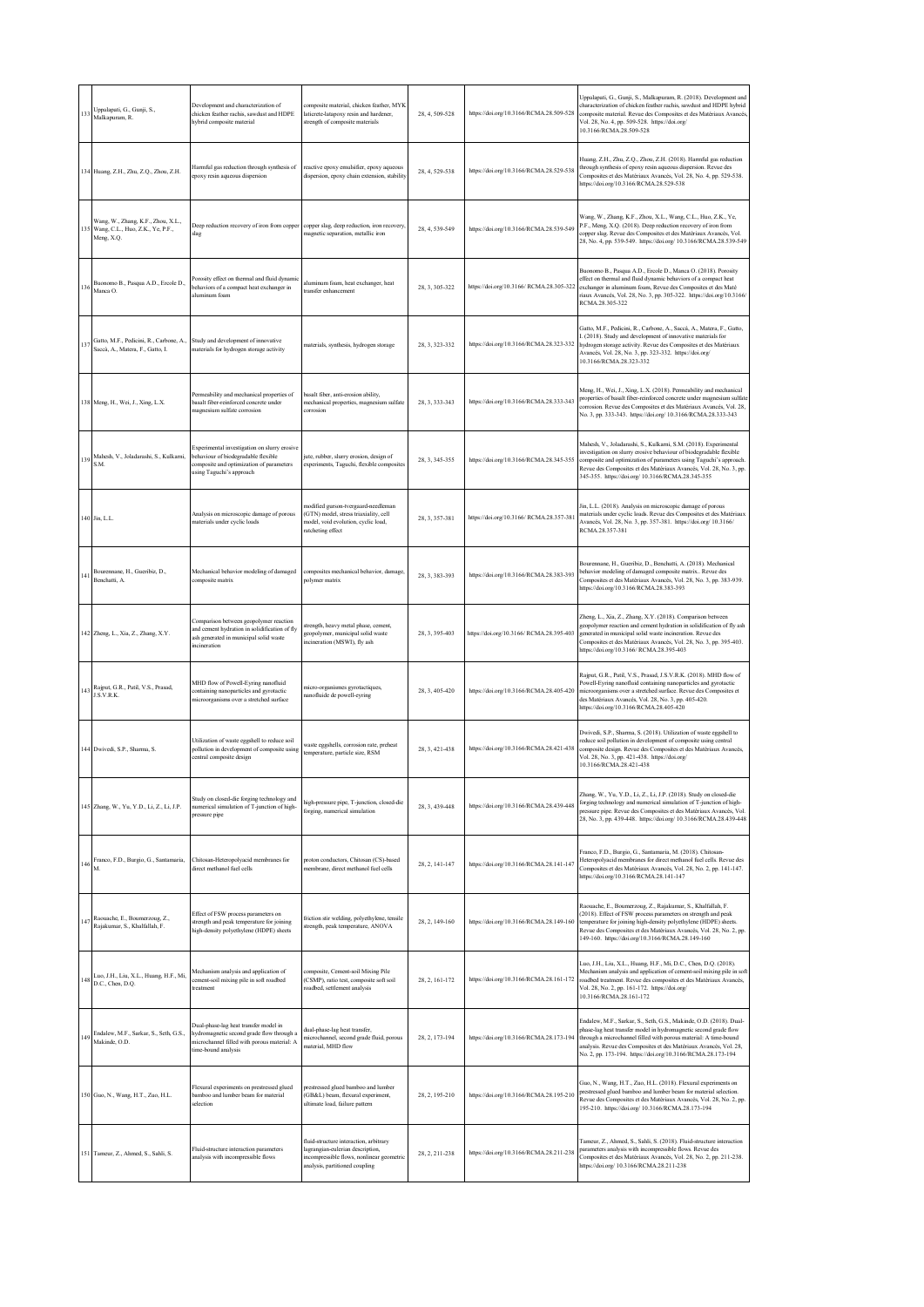| 133 | Uppalapati, G., Gunji, S., Malkapuram, R. | Development and characterization of chicken feather rachis, sawdust and HDPE hybrid composite material | composite material, chicken feather, MYK laticrete-latapoxy resin and hardener, strength of composite materials | 28, 4, 509-528 | https://doi.org/10.3166/RCMA.28.509-528 | Uppalapati, G., Gunji, S., Malkapuram, R. (2018). Development and characterization of chicken feather rachis, sawdust and HDPE hybrid composite material. Revue des Composites et des Matériaux Avancés, Vol. 28, No. 4, pp. 509-528. https://doi.org/ 10.3166/RCMA.28.509-528 |
|---|---|---|---|---|---|---|
| 134 | Huang, Z.H., Zhu, Z.Q., Zhou, Z.H. | Harmful gas reduction through synthesis of epoxy resin aqueous dispersion | reactive epoxy emulsifier, epoxy aqueous dispersion, epoxy chain extension, stability | 28, 4, 529-538 | https://doi.org/10.3166/RCMA.28.529-538 | Huang, Z.H., Zhu, Z.Q., Zhou, Z.H. (2018). Harmful gas reduction through synthesis of epoxy resin aqueous dispersion. Revue des Composites et des Matériaux Avancés, Vol. 28, No. 4, pp. 529-538. https://doi.org/10.3166/RCMA.28.529-538 |
| 135 | Wang, W., Zhang, K.F., Zhou, X.L., Wang, C.L., Huo, Z.K., Ye, P.F., Meng, X.Q. | Deep reduction recovery of iron from copper slag | copper slag, deep reduction, iron recovery, magnetic separation, metallic iron | 28, 4, 539-549 | https://doi.org/10.3166/RCMA.28.539-549 | Wang, W., Zhang, K.F., Zhou, X.L., Wang, C.L., Huo, Z.K., Ye, P.F., Meng, X.Q. (2018). Deep reduction recovery of iron from copper slag. Revue des Composites et des Matériaux Avancés, Vol. 28, No. 4, pp. 539-549. https://doi.org/ 10.3166/RCMA.28.539-549 |
| 136 | Buonomo B., Pasqua A.D., Ercole D., Manca O. | Porosity effect on thermal and fluid dynamic behaviors of a compact heat exchanger in aluminum foam | aluminum foam, heat exchanger, heat transfer enhancement | 28, 3, 305-322 | https://doi.org/10.3166/ RCMA.28.305-322 | Buonomo B., Pasqua A.D., Ercole D., Manca O. (2018). Porosity effect on thermal and fluid dynamic behaviors of a compact heat exchanger in aluminum foam, Revue des Composites et des Maté riaux Avancés, Vol. 28, No. 3, pp. 305-322. https://doi.org/10.3166/ RCMA.28.305-322 |
| 137 | Gatto, M.F., Pedicini, R., Carbone, A., Saccà, A., Matera, F., Gatto, I. | Study and development of innovative materials for hydrogen storage activity | materials, synthesis, hydrogen storage | 28, 3, 323-332 | https://doi.org/10.3166/RCMA.28.323-332 | Gatto, M.F., Pedicini, R., Carbone, A., Saccà, A., Matera, F., Gatto, I. (2018). Study and development of innovative materials for hydrogen storage activity. Revue des Composites et des Matériaux Avancés, Vol. 28, No. 3, pp. 323-332. https://doi.org/ 10.3166/RCMA.28.323-332 |
| 138 | Meng, H., Wei, J., Xing, L.X. | Permeability and mechanical properties of basalt fiber-reinforced concrete under magnesium sulfate corrosion | basalt fiber, anti-erosion ability, mechanical properties, magnesium sulfate corrosion | 28, 3, 333-343 | https://doi.org/10.3166/RCMA.28.333-343 | Meng, H., Wei, J., Xing, L.X. (2018). Permeability and mechanical properties of basalt fiber-reinforced concrete under magnesium sulfate corrosion. Revue des Composites et des Matériaux Avancés, Vol. 28, No. 3, pp. 333-343. https://doi.org/ 10.3166/RCMA.28.333-343 |
| 139 | Mahesh, V., Joladarashi, S., Kulkarni, S.M. | Experimental investigation on slurry erosive behaviour of biodegradable flexible composite and optimization of parameters using Taguchi's approach | jute, rubber, slurry erosion, design of experiments, Taguchi, flexible composites | 28, 3, 345-355 | https://doi.org/10.3166/RCMA.28.345-355 | Mahesh, V., Joladarashi, S., Kulkarni, S.M. (2018). Experimental investigation on slurry erosive behaviour of biodegradable flexible composite and optimization of parameters using Taguchi's approach. Revue des Composites et des Matériaux Avancés, Vol. 28, No. 3, pp. 345-355. https://doi.org/ 10.3166/RCMA.28.345-355 |
| 140 | Jin, L.L. | Analysis on microscopic damage of porous materials under cyclic loads | modified gurson-tvergaard-needleman (GTN) model, stress triaxiality, cell model, void evolution, cyclic load, ratcheting effect | 28, 3, 357-381 | https://doi.org/10.3166/ RCMA.28.357-381 | Jin, L.L. (2018). Analysis on microscopic damage of porous materials under cyclic loads. Revue des Composites et des Matériaux Avancés, Vol. 28, No. 3, pp. 357-381. https://doi.org/ 10.3166/ RCMA.28.357-381 |
| 141 | Bourennane, H., Gueribiz, D., Benchatti, A. | Mechanical behavior modeling of damaged composite matrix | composites mechanical behavior, damage, polymer matrix | 28, 3, 383-393 | https://doi.org/10.3166/RCMA.28.383-393 | Bourennane, H., Gueribiz, D., Benchatti, A. (2018). Mechanical behavior modeling of damaged composite matrix.. Revue des Composites et des Matériaux Avancés, Vol. 28, No. 3, pp. 383-939. https://doi.org/10.3166/RCMA.28.383-393 |
| 142 | Zheng, L., Xia, Z., Zhang, X.Y. | Comparison between geopolymer reaction and cement hydration in solidification of fly ash generated in municipal solid waste incineration | strength, heavy metal phase, cement, geopolymer, municipal solid waste incineration (MSWI), fly ash | 28, 3, 395-403 | https://doi.org/10.3166/ RCMA.28.395-403 | Zheng, L., Xia, Z., Zhang, X.Y. (2018). Comparison between geopolymer reaction and cement hydration in solidification of fly ash generated in municipal solid waste incineration. Revue des Composites et des Matériaux Avancés, Vol. 28, No. 3, pp. 395-403. https://doi.org/10.3166/ RCMA.28.395-403 |
| 143 | Rajput, G.R., Patil, V.S., Prasad, J.S.V.R.K. | MHD flow of Powell-Eyring nanofluid containing nanoparticles and gyrotactic microorganisms over a stretched surface | micro-organismes gyrotactiques, nanofluide de powell-eyring | 28, 3, 405-420 | https://doi.org/10.3166/RCMA.28.405-420 | Rajput, G.R., Patil, V.S., Prasad, J.S.V.R.K. (2018). MHD flow of Powell-Eyring nanofluid containing nanoparticles and gyrotactic microorganisms over a stretched surface. Revue des Composites et des Matériaux Avancés, Vol. 28, No. 3, pp. 405-420. https://doi.org/10.3166/RCMA.28.405-420 |
| 144 | Dwivedi, S.P., Sharma, S. | Utilization of waste eggshell to reduce soil pollution in development of composite using central composite design | waste eggshells, corrosion rate, preheat temperature, particle size, RSM | 28, 3, 421-438 | https://doi.org/10.3166/RCMA.28.421-438 | Dwivedi, S.P., Sharma, S. (2018). Utilization of waste eggshell to reduce soil pollution in development of composite using central composite design. Revue des Composites et des Matériaux Avancés, Vol. 28, No. 3, pp. 421-438. https://doi.org/ 10.3166/RCMA.28.421-438 |
| 145 | Zhang, W., Yu, Y.D., Li, Z., Li, J.P. | Study on closed-die forging technology and numerical simulation of T-junction of high-pressure pipe | high-pressure pipe, T-junction, closed-die forging, numerical simulation | 28, 3, 439-448 | https://doi.org/10.3166/RCMA.28.439-448 | Zhang, W., Yu, Y.D., Li, Z., Li, J.P. (2018). Study on closed-die forging technology and numerical simulation of T-junction of high-pressure pipe. Revue des Composites et des Matériaux Avancés, Vol. 28, No. 3, pp. 439-448. https://doi.org/ 10.3166/RCMA.28.439-448 |
| 146 | Franco, F.D., Burgio, G., Santamaria, M. | Chitosan-Heteropolyacid membranes for direct methanol fuel cells | proton conductors, Chitosan (CS)-based membrane, direct methanol fuel cells | 28, 2, 141-147 | https://doi.org/10.3166/RCMA.28.141-147 | Franco, F.D., Burgio, G., Santamaria, M. (2018). Chitosan-Heteropolyacid membranes for direct methanol fuel cells. Revue des Composites et des Matériaux Avancés, Vol. 28, No. 2, pp. 141-147. https://doi.org/10.3166/RCMA.28.141-147 |
| 147 | Raouache, E., Boumerzoug, Z., Rajakumar, S., Khalfallah, F. | Effect of FSW process parameters on strength and peak temperature for joining high-density polyethylene (HDPE) sheets | friction stir welding, polyethylene, tensile strength, peak temperature, ANOVA | 28, 2, 149-160 | https://doi.org/10.3166/RCMA.28.149-160 | Raouache, E., Boumerzoug, Z., Rajakumar, S., Khalfallah, F. (2018). Effect of FSW process parameters on strength and peak temperature for joining high-density polyethylene (HDPE) sheets. Revue des Composites et des Matériaux Avancés, Vol. 28, No. 2, pp. 149-160. https://doi.org/ 10.3166/RCMA.28.149-160 |
| 148 | Luo, J.H., Liu, X.L., Huang, H.F., Mi, D.C., Chen, D.Q. | Mechanism analysis and application of cement-soil mixing pile in soft roadbed treatment | composite, Cement-soil Mixing Pile (CSMP), ratio test, composite soft soil roadbed, settlement analysis | 28, 2, 161-172 | https://doi.org/10.3166/RCMA.28.161-172 | Luo, J.H., Liu, X.L., Huang, H.F., Mi, D.C., Chen, D.Q. (2018). Mechanism analysis and application of cement-soil mixing pile in soft roadbed treatment. Revue des Composites et des Matériaux Avancés, Vol. 28, No. 2, pp. 161-172. https://doi.org/ 10.3166/RCMA.28.161-172 |
| 149 | Endalew, M.F., Sarkar, S., Seth, G.S., Makinde, O.D. | Dual-phase-lag heat transfer model in hydromagnetic second grade flow through a microchannel filled with porous material: A time-bound analysis | dual-phase-lag heat transfer, microchannel, second grade fluid, porous material, MHD flow | 28, 2, 173-194 | https://doi.org/10.3166/RCMA.28.173-194 | Endalew, M.F., Sarkar, S., Seth, G.S., Makinde, O.D. (2018). Dual-phase-lag heat transfer model in hydromagnetic second grade flow through a microchannel filled with porous material: A time-bound analysis. Revue des Composites et des Matériaux Avancés, Vol. 28, No. 2, pp. 173-194. https://doi.org/10.3166/RCMA.28.173-194 |
| 150 | Guo, N., Wang, H.T., Zuo, H.L. | Flexural experiments on prestressed glued bamboo and lumber beam for material selection | prestressed glued bamboo and lumber (GB&L) beam, flexural experiment, ultimate load, failure pattern | 28, 2, 195-210 | https://doi.org/10.3166/RCMA.28.195-210 | Guo, N., Wang, H.T., Zuo, H.L. (2018). Flexural experiments on prestressed glued bamboo and lumber beam for material selection. Revue des Composites et des Matériaux Avancés, Vol. 28, No. 2, pp. 195-210. https://doi.org/ 10.3166/RCMA.28.173-194 |
| 151 | Tameur, Z., Ahmed, S., Sahli, S. | Fluid-structure interaction parameters analysis with incompressible flows | fluid-structure interaction, arbitrary lagrangian-eulerian description, incompressible flows, nonlinear geometric analysis, partitioned coupling | 28, 2, 211-238 | https://doi.org/10.3166/RCMA.28.211-238 | Tameur, Z., Ahmed, S., Sahli, S. (2018). Fluid-structure interaction parameters analysis with incompressible flows. Revue des Composites et des Matériaux Avancés, Vol. 28, No. 2, pp. 211-238. https://doi.org/ 10.3166/RCMA.28.211-238 |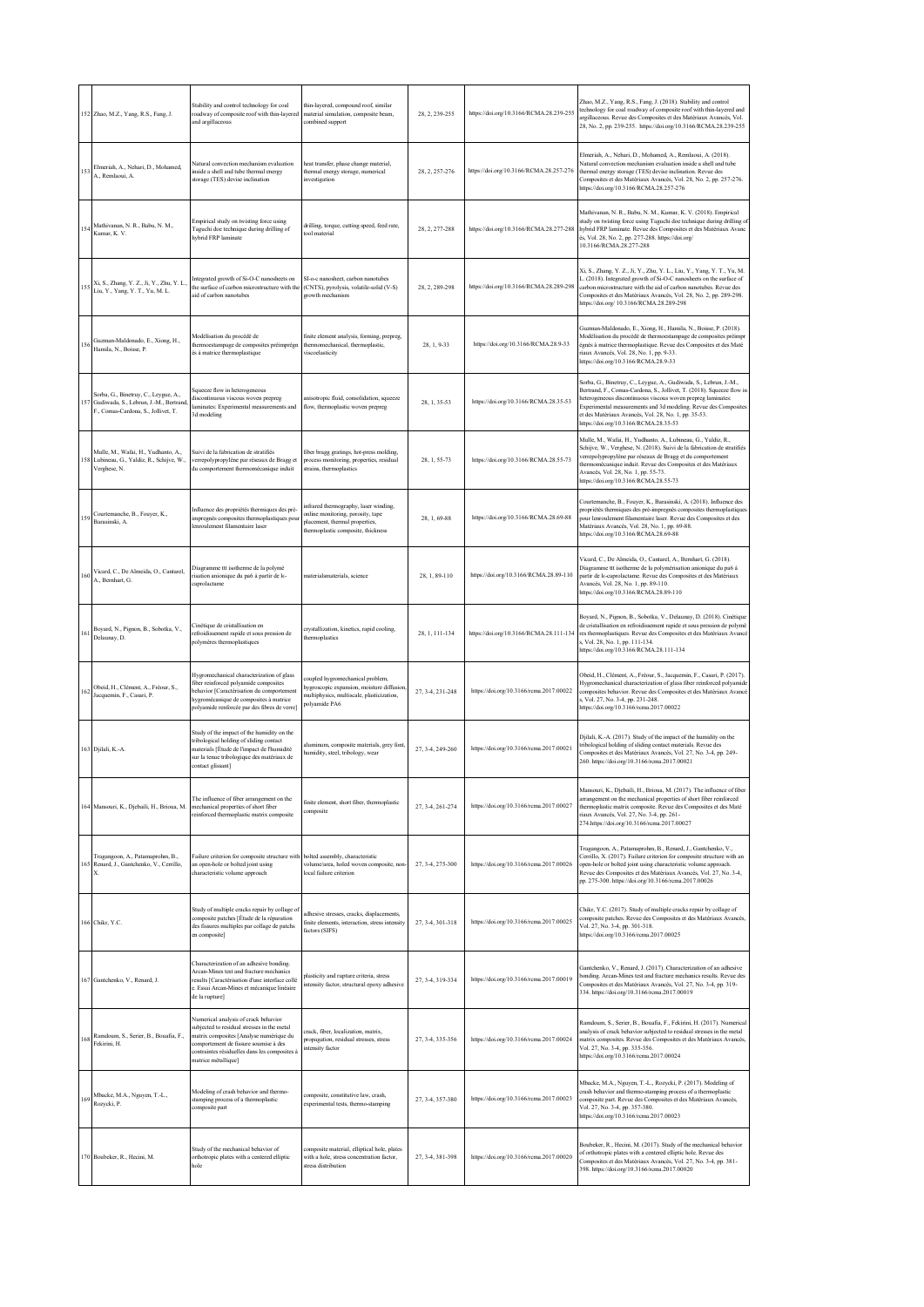| | | | | | | |
|---|---|---|---|---|---|---|
| 152 | Zhao, M.Z., Yang, R.S., Fang, J. | Stability and control technology for coal roadway of composite roof with thin-layered and argillaceous | thin-layered, compound roof, similar material simulation, composite beam, combined support | 28, 2, 239-255 | https://doi.org/10.3166/RCMA.28.239-255 | Zhao, M.Z., Yang, R.S., Fang, J. (2018). Stability and control technology for coal roadway of composite roof with thin-layered and argillaceous. Revue des Composites et des Matériaux Avancés, Vol. 28, No. 2, pp. 239-255. https://doi.org/10.3166/RCMA.28.239-255 |
| 153 | Elmeriah, A., Nehari, D., Mohamed, A., Remlaoui, A. | Natural convection mechanism evaluation inside a shell and tube thermal energy storage (TES) devise inclination | heat transfer, phase change material, thermal energy storage, numerical investigation | 28, 2, 257-276 | https://doi.org/10.3166/RCMA.28.257-276 | Elmeriah, A., Nehari, D., Mohamed, A., Remlaoui, A. (2018). Natural convection mechanism evaluation inside a shell and tube thermal energy storage (TES) devise inclination. Revue des Composites et des Matériaux Avancés, Vol. 28, No. 2, pp. 257-276. https://doi.org/10.3166/RCMA.28.257-276 |
| 154 | Mathivanan, N. R., Babu, N. M., Kumar, K. V. | Empirical study on twisting force using Taguchi doe technique during drilling of hybrid FRP laminate | drilling, torque, cutting speed, feed rate, tool material | 28, 2, 277-288 | https://doi.org/10.3166/RCMA.28.277-288 | Mathivanan, N. R., Babu, N. M., Kumar, K. V. (2018). Empirical study on twisting force using Taguchi doe technique during drilling of hybrid FRP laminate. Revue des Composites et des Matériaux Avancés, Vol. 28, No. 2, pp. 277-288. https://doi.org/ 10.3166/RCMA.28.277-288 |
| 155 | Xi, S., Zhang, Y. Z., Ji, Y., Zhu, Y. L., Liu, Y., Yang, Y. T., Yu, M. L. | Integrated growth of Si-O-C nanosheets on the surface of carbon microstructure with the aid of carbon nanotubes | SI-o-c nanosheet, carbon nanotubes (CNTS), pyrolysis, volatile-solid (V-S) growth mechanism | 28, 2, 289-298 | https://doi.org/10.3166/RCMA.28.289-298 | Xi, S., Zhang, Y. Z., Ji, Y., Zhu, Y. L., Liu, Y., Yang, Y. T., Yu, M. L. (2018). Integrated growth of Si-O-C nanosheets on the surface of carbon microstructure with the aid of carbon nanotubes. Revue des Composites et des Matériaux Avancés, Vol. 28, No. 2, pp. 289-298. https://doi.org/ 10.3166/RCMA.28.289-298 |
| 156 | Guzman-Maldonado, E., Xiong, H., Hamila, N., Boisse, P. | Modélisation du procédé de thermoestampage de composites préimprégnés à matrice thermoplastique | finite element analysis, forming, prepreg, thermomechanical, thermoplastic, viscoelasticity | 28, 1, 9-33 | https://doi.org/10.3166/RCMA.28.9-33 | Guzman-Maldonado, E., Xiong, H., Hamila, N., Boisse, P. (2018). Modélisation du procédé de thermoestampage de composites préimprégnés à matrice thermoplastique. Revue des Composites et des Matériaux Avancés, Vol. 28, No. 1, pp. 9-33. https://doi.org/10.3166/RCMA.28.9-33 |
| 157 | Sorba, G., Binetruy, C., Leygue, A., Gudiwada, S., Lebrun, J.-M., Bertrand, F., Comas-Cardona, S., Jollivet, T. | Squeeze flow in heterogeneous discontinuous viscous woven prepreg laminates: Experimental measurements and 3d modeling | anisotropic fluid, consolidation, squeeze flow, thermoplastic woven prepreg | 28, 1, 35-53 | https://doi.org/10.3166/RCMA.28.35-53 | Sorba, G., Binetruy, C., Leygue, A., Gudiwada, S., Lebrun, J.-M., Bertrand, F., Comas-Cardona, S., Jollivet, T. (2018). Squeeze flow in heterogeneous discontinuous viscous woven prepreg laminates: Experimental measurements and 3d modeling. Revue des Composites et des Matériaux Avancés, Vol. 28, No. 1, pp. 35-53. https://doi.org/10.3166/RCMA.28.35-53 |
| 158 | Mulle, M., Wafai, H., Yudhanto, A., Lubineau, G., Yaldiz, R., Schijve, W., Verghese, N. | Suivi de la fabrication de stratifiés verrepolypropylène par réseaux de Bragg et du comportement thermomécanique induit | fiber bragg gratings, hot-press molding, process monitoring, properties, residual strains, thermoplastics | 28, 1, 55-73 | https://doi.org/10.3166/RCMA.28.55-73 | Mulle, M., Wafai, H., Yudhanto, A., Lubineau, G., Yaldiz, R., Schijve, W., Verghese, N. (2018). Suivi de la fabrication de stratifiés verrepolypropylène par réseaux de Bragg et du comportement thermomécanique induit. Revue des Composites et des Matériaux Avancés, Vol. 28, No. 1, pp. 55-73. https://doi.org/10.3166/RCMA.28.55-73 |
| 159 | Courtemanche, B., Fouyer, K., Barasinski, A. | Influence des propriétés thermiques des pré-imprégnés composites thermoplastiques pour lenroulement filamentaire laser | infrared thermography, laser winding, online monitoring, porosity, tape placement, thermal properties, thermoplastic composite, thickness | 28, 1, 69-88 | https://doi.org/10.3166/RCMA.28.69-88 | Courtemanche, B., Fouyer, K., Barasinski, A. (2018). Influence des propriétés thermiques des pré-imprégnés composites thermoplastiques pour lenroulement filamentaire laser. Revue des Composites et des Matériaux Avancés, Vol. 28, No. 1, pp. 69-88. https://doi.org/10.3166/RCMA.28.69-88 |
| 160 | Vicard, C., De Almeida, O., Cantarel, A., Bernhart, G. | Diagramme ttt isotherme de la polymérisation anionique du pa6 à partir de lε-caprolactame | materialsmaterials, science | 28, 1, 89-110 | https://doi.org/10.3166/RCMA.28.89-110 | Vicard, C., De Almeida, O., Cantarel, A., Bernhart, G. (2018). Diagramme ttt isotherme de la polymérisation anionique du pa6 à partir de lε-caprolactame. Revue des Composites et des Matériaux Avancés, Vol. 28, No. 1, pp. 89-110. https://doi.org/10.3166/RCMA.28.89-110 |
| 161 | Boyard, N., Pignon, B., Sobotka, V., Delaunay, D. | Cinétique de cristallisation en refroidissement rapide et sous pression de polymères thermoplastiques | crystallization, kinetics, rapid cooling, thermoplastics | 28, 1, 111-134 | https://doi.org/10.3166/RCMA.28.111-134 | Boyard, N., Pignon, B., Sobotka, V., Delaunay, D. (2018). Cinétique de cristallisation en refroidissement rapide et sous pression de polymères thermoplastiques. Revue des Composites et des Matériaux Avancés, Vol. 28, No. 1, pp. 111-134. https://doi.org/10.3166/RCMA.28.111-134 |
| 162 | Obeid, H., Clément, A., Fréour, S., Jacquemin, F., Casari, P. | Hygromechanical characterization of glass fiber reinforced polyamide composites behavior [Caractérisation du comportement hygromécanique de composites à matrice polyamide renforcée par des fibres de verre] | coupled hygromechanical problem, hygroscopic expansion, moisture diffusion, multiphysics, multiscale, plasticization, polyamide PA6 | 27, 3-4, 231-248 | https://doi.org/10.3166/rcma.2017.00022 | Obeid, H., Clément, A., Fréour, S., Jacquemin, F., Casari, P. (2017). Hygromechanical characterization of glass fiber reinforced polyamide composites behavior. Revue des Composites et des Matériaux Avancés, Vol. 27, No. 3-4, pp. 231-248. https://doi.org/10.3166/rcma.2017.00022 |
| 163 | Djilali, K.-A. | Study of the impact of the humidity on the tribological holding of sliding contact materials [Étude de l'impact de l'humidité sur la tenue tribologique des matériaux de contact glissant] | aluminum, composite materials, grey font, humidity, steel, tribology, wear | 27, 3-4, 249-260 | https://doi.org/10.3166/rcma.2017.00021 | Djilali, K.-A. (2017). Study of the impact of the humidity on the tribological holding of sliding contact materials. Revue des Composites et des Matériaux Avancés, Vol. 27, No. 3-4, pp. 249-260. https://doi.org/10.3166/rcma.2017.00021 |
| 164 | Mansouri, K., Djebaili, H., Brioua, M. | The influence of fiber arrangement on the mechanical properties of short fiber reinforced thermoplastic matrix composite | finite element, short fiber, thermoplastic composite | 27, 3-4, 261-274 | https://doi.org/10.3166/rcma.2017.00027 | Mansouri, K., Djebaili, H., Brioua, M. (2017). The influence of fiber arrangement on the mechanical properties of short fiber reinforced thermoplastic matrix composite. Revue des Composites et des Matériaux Avancés, Vol. 27, No. 3-4, pp. 261-274.https://doi.org/10.3166/rcma.2017.00027 |
| 165 | Tragangoon, A., Patamaprohm, B., Renard, J., Gantchenko, V., Cerrillo, X. | Failure criterion for composite structure with an open-hole or bolted joint using characteristic volume approach | bolted assembly, characteristic volume/area, holed woven composite, non-local failure criterion | 27, 3-4, 275-300 | https://doi.org/10.3166/rcma.2017.00026 | Tragangoon, A., Patamaprohm, B., Renard, J., Gantchenko, V., Cerrillo, X. (2017). Failure criterion for composite structure with an open-hole or bolted joint using characteristic volume approach. Revue des Composites et des Matériaux Avancés, Vol. 27, No. 3-4, pp. 275-300. https://doi.org/10.3166/rcma.2017.00026 |
| 166 | Chikr, Y.C. | Study of multiple cracks repair by collage of composite patches [Étude de la réparation des fissures multiples par collage de patchs en composite] | adhesive stresses, cracks, displacements, finite elements, interaction, stress intensity factors (SIFS) | 27, 3-4, 301-318 | https://doi.org/10.3166/rcma.2017.00025 | Chikr, Y.C. (2017). Study of multiple cracks repair by collage of composite patches. Revue des Composites et des Matériaux Avancés, Vol. 27, No. 3-4, pp. 301-318. https://doi.org/10.3166/rcma.2017.00025 |
| 167 | Gantchenko, V., Renard, J. | Characterization of an adhesive bonding. Arcan-Mines test and fracture mechanics results [Caractérisation d'une interface collée. Essai Arcan-Mines et mécanique linéaire de la rupture] | plasticity and rupture criteria, stress intensity factor, structural epoxy adhesive | 27, 3-4, 319-334 | https://doi.org/10.3166/rcma.2017.00019 | Gantchenko, V., Renard, J. (2017). Characterization of an adhesive bonding. Arcan-Mines test and fracture mechanics results. Revue des Composites et des Matériaux Avancés, Vol. 27, No. 3-4, pp. 319-334. https://doi.org/10.3166/rcma.2017.00019 |
| 168 | Ramdoum, S., Serier, B., Bouafia, F., Fekirini, H. | Numerical analysis of crack behavior subjected to residual stresses in the metal matrix composites [Analyse numérique du comportement de fissure soumise à des contraintes résiduelles dans les composites à matrice métallique] | crack, fiber, localization, matrix, propagation, residual stresses, stress intensity factor | 27, 3-4, 335-356 | https://doi.org/10.3166/rcma.2017.00024 | Ramdoum, S., Serier, B., Bouafia, F., Fekirini, H. (2017). Numerical analysis of crack behavior subjected to residual stresses in the metal matrix composites. Revue des Composites et des Matériaux Avancés, Vol. 27, No. 3-4, pp. 335-356. https://doi.org/10.3166/rcma.2017.00024 |
| 169 | Mbacke, M.A., Nguyen, T.-L., Rozycki, P. | Modeling of crash behavior and thermo-stamping process of a thermoplastic composite part | composite, constitutive law, crash, experimental tests, thermo-stamping | 27, 3-4, 357-380 | https://doi.org/10.3166/rcma.2017.00023 | Mbacke, M.A., Nguyen, T.-L., Rozycki, P. (2017). Modeling of crash behavior and thermo-stamping process of a thermoplastic composite part. Revue des Composites et des Matériaux Avancés, Vol. 27, No. 3-4, pp. 357-380. https://doi.org/10.3166/rcma.2017.00023 |
| 170 | Boubeker, R., Hecini, M. | Study of the mechanical behavior of orthotropic plates with a centered elliptic hole | composite material, elliptical hole, plates with a hole, stress concentration factor, stress distribution | 27, 3-4, 381-398 | https://doi.org/10.3166/rcma.2017.00020 | Boubeker, R., Hecini, M. (2017). Study of the mechanical behavior of orthotropic plates with a centered elliptic hole. Revue des Composites et des Matériaux Avancés, Vol. 27, No. 3-4, pp. 381-398. https://doi.org/10.3166/rcma.2017.00020 |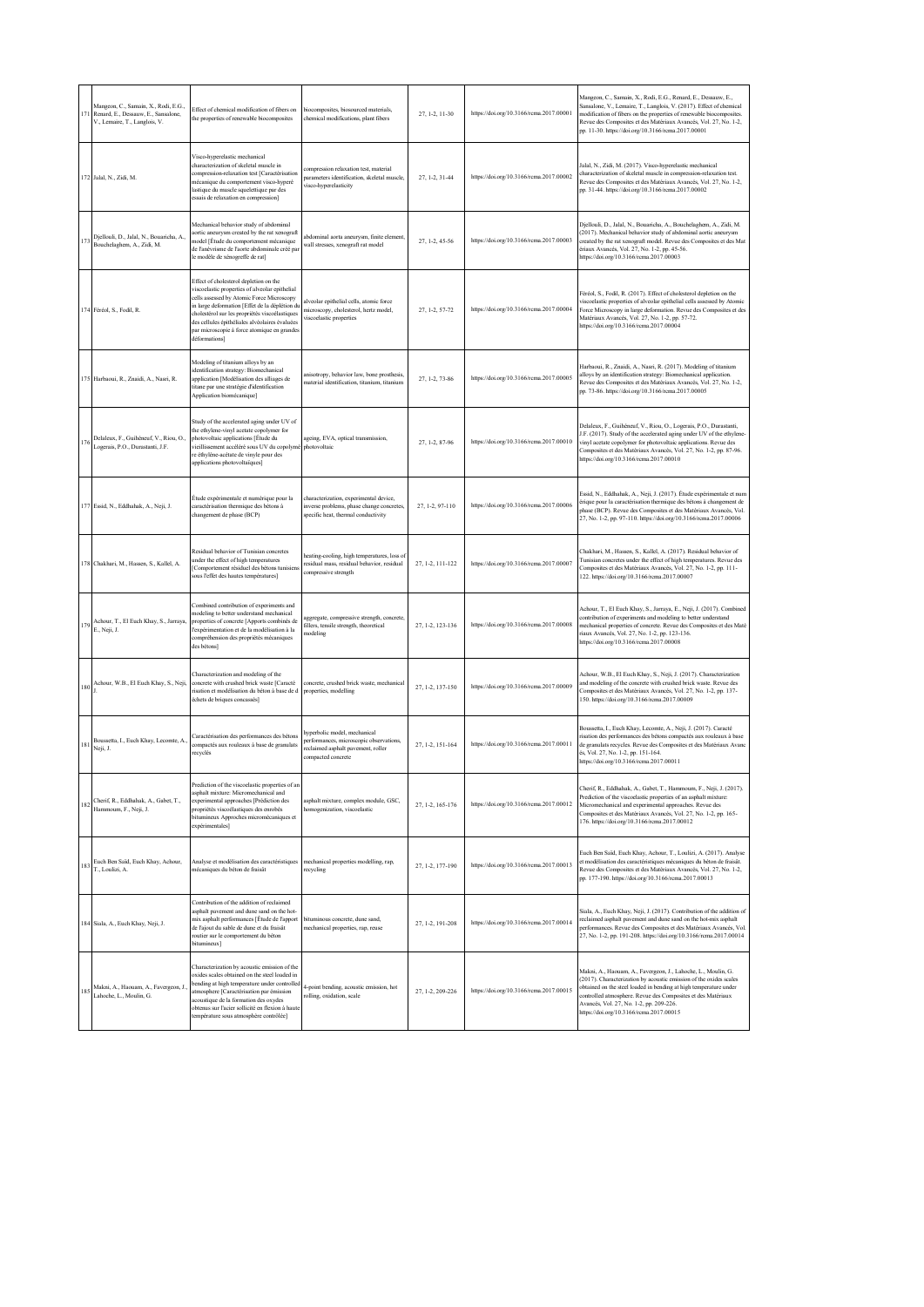| | | | | | | |
|---|---|---|---|---|---|---|
| 171 | Mangeon, C., Samain, X., Rodi, E.G., Renard, E., Desauzw, E., Sansalone, V., Lemaire, T., Langlois, V. | Effect of chemical modification of fibers on the properties of renewable biocomposites | biocomposites, biosourced materials, chemical modifications, plant fibers | 27, 1-2, 11-30 | https://doi.org/10.3166/rcma.2017.00001 | Mangeon, C., Samain, X., Rodi, E.G., Renard, E., Desauzw, E., Sansalone, V., Lemaire, T., Langlois, V. (2017). Effect of chemical modification of fibers on the properties of renewable biocomposites. Revue des Composites et des Matériaux Avancés, Vol. 27, No. 1-2, pp. 11-30. https://doi.org/10.3166/rcma.2017.00001 |
| 172 | Jalal, N., Zidi, M. | Visco-hyperelastic mechanical characterization of skeletal muscle in compression-relaxation test [Caractérisation mécanique du comportement visco-hyperé lastique du muscle squelettique par des essais de relaxation en compression] | compression relaxation test, material parameters identification, skeletal muscle, visco-hyperelasticity | 27, 1-2, 31-44 | https://doi.org/10.3166/rcma.2017.00002 | Jalal, N., Zidi, M. (2017). Visco-hyperelastic mechanical characterization of skeletal muscle in compression-relaxation test. Revue des Composites et des Matériaux Avancés, Vol. 27, No. 1-2, pp. 31-44. https://doi.org/10.3166/rcma.2017.00002 |
| 173 | Djellouli, D., Jalal, N., Bouaricha, A., Bouchelaghem, A., Zidi, M. | Mechanical behavior study of abdominal aortic aneurysm created by the rat xenograft model [Étude du comportement mécanique de l'anévrisme de l'aorte abdominale créé par le modèle de xénogreffe de rat] | abdominal aorta aneurysm, finite element, wall stresses, xenograft rat model | 27, 1-2, 45-56 | https://doi.org/10.3166/rcma.2017.00003 | Djellouli, D., Jalal, N., Bouaricha, A., Bouchelaghem, A., Zidi, M. (2017). Mechanical behavior study of abdominal aortic aneurysm created by the rat xenograft model. Revue des Composites et des Mat ériaux Avancés, Vol. 27, No. 1-2, pp. 45-56. https://doi.org/10.3166/rcma.2017.00003 |
| 174 | Féréol, S., Fodil, R. | Effect of cholesterol depletion on the viscoelastic properties of alveolar epithelial cells assessed by Atomic Force Microscopy in large deformation [Effet de la déplétion du cholestérol sur les propriétés viscoélastiques des cellules épithéliales alvéolaires évaluées par microscopie à force atomique en grandes déformations] | alveolar epithelial cells, atomic force microscopy, cholesterol, hertz model, viscoelastic properties | 27, 1-2, 57-72 | https://doi.org/10.3166/rcma.2017.00004 | Féréol, S., Fodil, R. (2017). Effect of cholesterol depletion on the viscoelastic properties of alveolar epithelial cells assessed by Atomic Force Microscopy in large deformation. Revue des Composites et des Matériaux Avancés, Vol. 27, No. 1-2, pp. 57-72. https://doi.org/10.3166/rcma.2017.00004 |
| 175 | Harbaoui, R., Znaidi, A., Nasri, R. | Modeling of titanium alloys by an identification strategy: Biomechanical application [Modélisation des alliages de titane par une stratégie d'identification Application biomécanique] | anisotropy, behavior law, bone prosthesis, material identification, titanium, titanium | 27, 1-2, 73-86 | https://doi.org/10.3166/rcma.2017.00005 | Harbaoui, R., Znaidi, A., Nasri, R. (2017). Modeling of titanium alloys by an identification strategy: Biomechanical application. Revue des Composites et des Matériaux Avancés, Vol. 27, No. 1-2, pp. 73-86. https://doi.org/10.3166/rcma.2017.00005 |
| 176 | Delaleux, F., Guihéneuf, V., Riou, O., Logerais, P.O., Durastanti, J.F. | Study of the accelerated aging under UV of the ethylene-vinyl acetate copolymer for photovoltaic applications [Étude du vieillissement accéléré sous UV du copolymè re éthylène-acétate de vinyle pour des applications photovoltaïques] | ageing, EVA, optical transmission, photovoltaic | 27, 1-2, 87-96 | https://doi.org/10.3166/rcma.2017.00010 | Delaleux, F., Guihéneuf, V., Riou, O., Logerais, P.O., Durastanti, J.F. (2017). Study of the accelerated aging under UV of the ethylene-vinyl acetate copolymer for photovoltaic applications. Revue des Composites et des Matériaux Avancés, Vol. 27, No. 1-2, pp. 87-96. https://doi.org/10.3166/rcma.2017.00010 |
| 177 | Essid, N., Eddhahak, A., Neji, J. | Étude expérimentale et numérique pour la caractérisation thermique des bétons à changement de phase (BCP) | characterization, experimental device, inverse problems, phase change concretes, specific heat, thermal conductivity | 27, 1-2, 97-110 | https://doi.org/10.3166/rcma.2017.00006 | Essid, N., Eddhahak, A., Neji, J. (2017). Étude expérimentale et num érique pour la caractérisation thermique des bétons à changement de phase (BCP). Revue des Composites et des Matériaux Avancés, Vol. 27, No. 1-2, pp. 97-110. https://doi.org/10.3166/rcma.2017.00006 |
| 178 | Chakhari, M., Hassen, S., Kallel, A. | Residual behavior of Tunisian concretes under the effect of high temperatures [Comportement résiduel des bétons tunisiens sous l'effet des hautes températures] | heating-cooling, high temperatures, loss of residual mass, residual behavior, residual compressive strength | 27, 1-2, 111-122 | https://doi.org/10.3166/rcma.2017.00007 | Chakhari, M., Hassen, S., Kallel, A. (2017). Residual behavior of Tunisian concretes under the effect of high temperatures. Revue des Composites et des Matériaux Avancés, Vol. 27, No. 1-2, pp. 111-122. https://doi.org/10.3166/rcma.2017.00007 |
| 179 | Achour, T., El Euch Khay, S., Jarraya, E., Neji, J. | Combined contribution of experiments and modeling to better understand mechanical properties of concrete [Apports combinés de l'expérimentation et de la modélisation à la compréhension des propriétés mécaniques des bétons] | aggregate, compressive strength, concrete, fillers, tensile strength, theoretical modeling | 27, 1-2, 123-136 | https://doi.org/10.3166/rcma.2017.00008 | Achour, T., El Euch Khay, S., Jarraya, E., Neji, J. (2017). Combined contribution of experiments and modeling to better understand mechanical properties of concrete. Revue des Composites et des Maté riaux Avancés, Vol. 27, No. 1-2, pp. 123-136. https://doi.org/10.3166/rcma.2017.00008 |
| 180 | Achour, W.B., El Euch Khay, S., Neji, J. | Characterization and modeling of the concrete with crushed brick waste [Caracté risation et modélisation du béton à base de d échets de briques concassés] | concrete, crushed brick waste, mechanical properties, modelling | 27, 1-2, 137-150 | https://doi.org/10.3166/rcma.2017.00009 | Achour, W.B., El Euch Khay, S., Neji, J. (2017). Characterization and modeling of the concrete with crushed brick waste. Revue des Composites et des Matériaux Avancés, Vol. 27, No. 1-2, pp. 137-150. https://doi.org/10.3166/rcma.2017.00009 |
| 181 | Boussetta, I., Euch Khay, Lecomte, A., Neji, J. | Caractérisation des performances des bétons compactés aux rouleaux à base de granulats recyclés | hyperbolic model, mechanical performances, microscopic observations, reclaimed asphalt pavement, roller compacted concrete | 27, 1-2, 151-164 | https://doi.org/10.3166/rcma.2017.00011 | Boussetta, I., Euch Khay, Lecomte, A., Neji, J. (2017). Caracté risation des performances des bétons compactés aux rouleaux à base de granulats recyclés. Revue des Composites et des Matériaux Avanc és, Vol. 27, No. 1-2, pp. 151-164. https://doi.org/10.3166/rcma.2017.00011 |
| 182 | Cherif, R., Eddhahak, A., Gabet, T., Hammoum, F., Neji, J. | Prediction of the viscoelastic properties of an asphalt mixture: Micromechanical and experimental approaches [Prédiction des propriétés viscoélastiques des enrobés bitumineux Approches micromécaniques et expérimentales] | asphalt mixture, complex module, GSC, homogenization, viscoelastic | 27, 1-2, 165-176 | https://doi.org/10.3166/rcma.2017.00012 | Cherif, R., Eddhahak, A., Gabet, T., Hammoum, F., Neji, J. (2017). Prediction of the viscoelastic properties of an asphalt mixture: Micromechanical and experimental approaches. Revue des Composites et des Matériaux Avancés, Vol. 27, No. 1-2, pp. 165-176. https://doi.org/10.3166/rcma.2017.00012 |
| 183 | Euch Ben Saïd, Euch Khay, Achour, T., Loulizi, A. | Analyse et modélisation des caractéristiques mécaniques du béton de fraisât | mechanical properties modelling, rap, recycling | 27, 1-2, 177-190 | https://doi.org/10.3166/rcma.2017.00013 | Euch Ben Saïd, Euch Khay, Achour, T., Loulizi, A. (2017). Analyse et modélisation des caractéristiques mécaniques du béton de fraisât. Revue des Composites et des Matériaux Avancés, Vol. 27, No. 1-2, pp. 177-190. https://doi.org/10.3166/rcma.2017.00013 |
| 184 | Siala, A., Euch Khay, Neji, J. | Contribution of the addition of reclaimed asphalt pavement and dune sand on the hot-mix asphalt performances [Étude de l'apport de l'ajout du sable de dune et du fraisât routier sur le comportement du béton bitumineux] | bituminous concrete, dune sand, mechanical properties, rap, reuse | 27, 1-2, 191-208 | https://doi.org/10.3166/rcma.2017.00014 | Siala, A., Euch Khay, Neji, J. (2017). Contribution of the addition of reclaimed asphalt pavement and dune sand on the hot-mix asphalt performances. Revue des Composites et des Matériaux Avancés, Vol. 27, No. 1-2, pp. 191-208. https://doi.org/10.3166/rcma.2017.00014 |
| 185 | Makni, A., Haouam, A., Favergeon, J., Lahoche, L., Moulin, G. | Characterization by acoustic emission of the oxides scales obtained on the steel loaded in bending at high temperature under controlled atmosphere [Caractérisation par émission acoustique de la formation des oxydes obtenus sur l'acier sollicité en flexion à haute température sous atmosphère contrôlée] | 4-point bending, acoustic emission, hot rolling, oxidation, scale | 27, 1-2, 209-226 | https://doi.org/10.3166/rcma.2017.00015 | Makni, A., Haouam, A., Favergeon, J., Lahoche, L., Moulin, G. (2017). Characterization by acoustic emission of the oxides scales obtained on the steel loaded in bending at high temperature under controlled atmosphere. Revue des Composites et des Matériaux Avancés, Vol. 27, No. 1-2, pp. 209-226. https://doi.org/10.3166/rcma.2017.00015 |